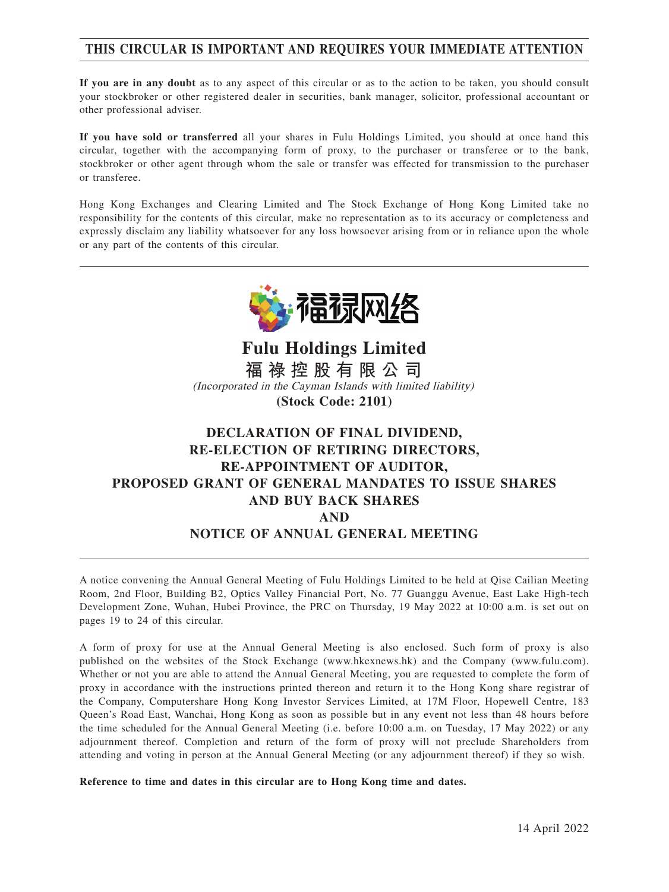**THIS CIRCULAR IS IMPORTANT AND REQUIRES YOUR IMMEDIATE ATTENTION**

**If you are in any doubt** as to any aspect of this circular or as to the action to be taken, you should consult your stockbroker or other registered dealer in securities, bank manager, solicitor, professional accountant or other professional adviser.

**If you have sold or transferred** all your shares in Fulu Holdings Limited, you should at once hand this circular, together with the accompanying form of proxy, to the purchaser or transferee or to the bank, stockbroker or other agent through whom the sale or transfer was effected for transmission to the purchaser or transferee.

Hong Kong Exchanges and Clearing Limited and The Stock Exchange of Hong Kong Limited take no responsibility for the contents of this circular, make no representation as to its accuracy or completeness and expressly disclaim any liability whatsoever for any loss howsoever arising from or in reliance upon the whole or any part of the contents of this circular.

福禄网络

# Fulu Holdings Limited

# 福祿控股有限公司

*(Incorporated in the Cayman Islands with limited liability)*

**(Stock Code: 2101)**

## DECLARATION OF FINAL DIVIDEND, RE-ELECTION OF RETIRING DIRECTORS, RE-APPOINTMENT OF AUDITOR, PROPOSED GRANT OF GENERAL MANDATES TO ISSUE SHARES AND BUY BACK SHARES AND NOTICE OF ANNUAL GENERAL MEETING

A notice convening the Annual General Meeting of Fulu Holdings Limited to be held at Qise Cailian Meeting Room, 2nd Floor, Building B2, Optics Valley Financial Port, No. 77 Guanggu Avenue, East Lake High-tech Development Zone, Wuhan, Hubei Province, the PRC on Thursday, 19 May 2022 at 10:00 a.m. is set out on pages 19 to 24 of this circular.

A form of proxy for use at the Annual General Meeting is also enclosed. Such form of proxy is also published on the websites of the Stock Exchange (www.hkexnews.hk) and the Company (www.fulu.com). Whether or not you are able to attend the Annual General Meeting, you are requested to complete the form of proxy in accordance with the instructions printed thereon and return it to the Hong Kong share registrar of the Company, Computershare Hong Kong Investor Services Limited, at 17M Floor, Hopewell Centre, 183 Queen's Road East, Wanchai, Hong Kong as soon as possible but in any event not less than 48 hours before the time scheduled for the Annual General Meeting (i.e. before 10:00 a.m. on Tuesday, 17 May 2022) or any adjournment thereof. Completion and return of the form of proxy will not preclude Shareholders from attending and voting in person at the Annual General Meeting (or any adjournment thereof) if they so wish.

**Reference to time and dates in this circular are to Hong Kong time and dates.**

14 April 2022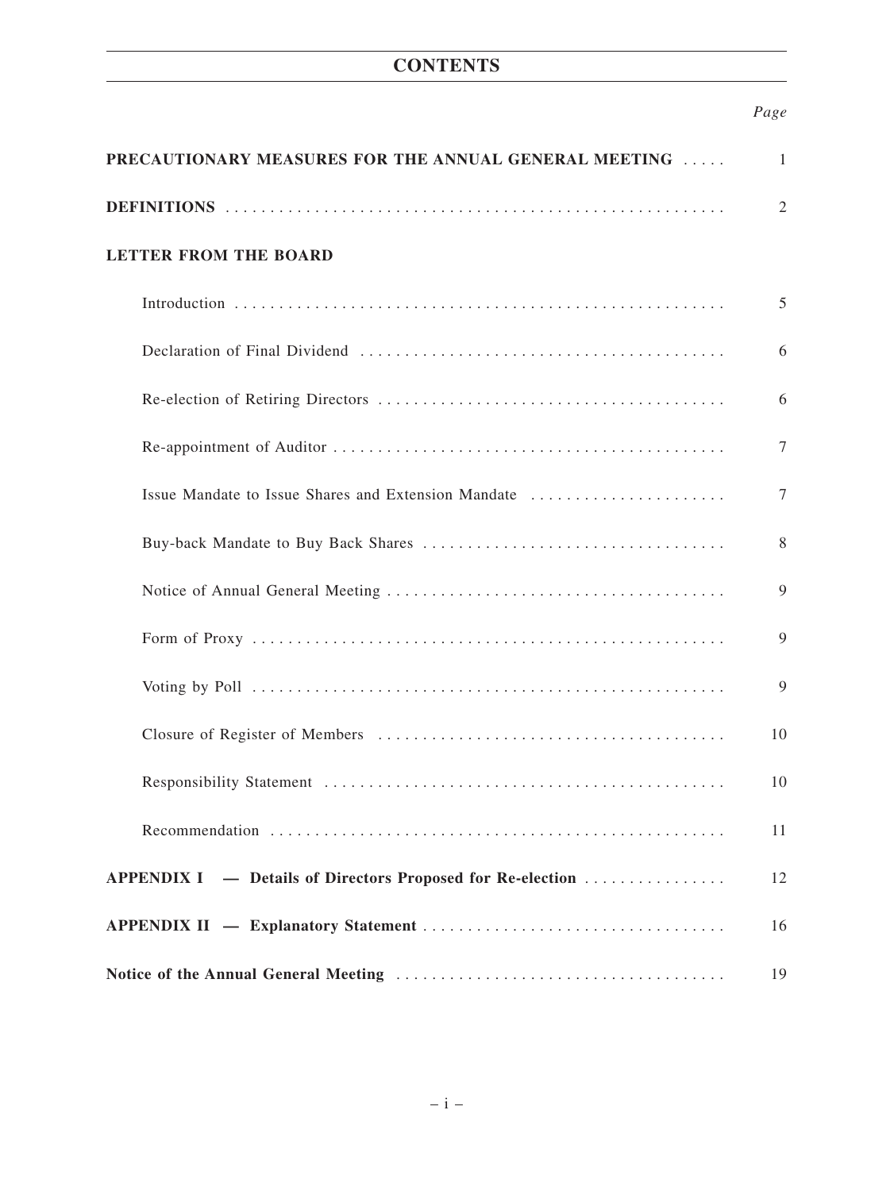# CONTENTS

| | *Page* |
|---|---|
| **PRECAUTIONARY MEASURES FOR THE ANNUAL GENERAL MEETING** | 1 |
| **DEFINITIONS** | 2 |
| **LETTER FROM THE BOARD** | |
| Introduction | 5 |
| Declaration of Final Dividend | 6 |
| Re-election of Retiring Directors | 6 |
| Re-appointment of Auditor | 7 |
| Issue Mandate to Issue Shares and Extension Mandate | 7 |
| Buy-back Mandate to Buy Back Shares | 8 |
| Notice of Annual General Meeting | 9 |
| Form of Proxy | 9 |
| Voting by Poll | 9 |
| Closure of Register of Members | 10 |
| Responsibility Statement | 10 |
| Recommendation | 11 |
| **APPENDIX I — Details of Directors Proposed for Re-election** | 12 |
| **APPENDIX II — Explanatory Statement** | 16 |
| **Notice of the Annual General Meeting** | 19 |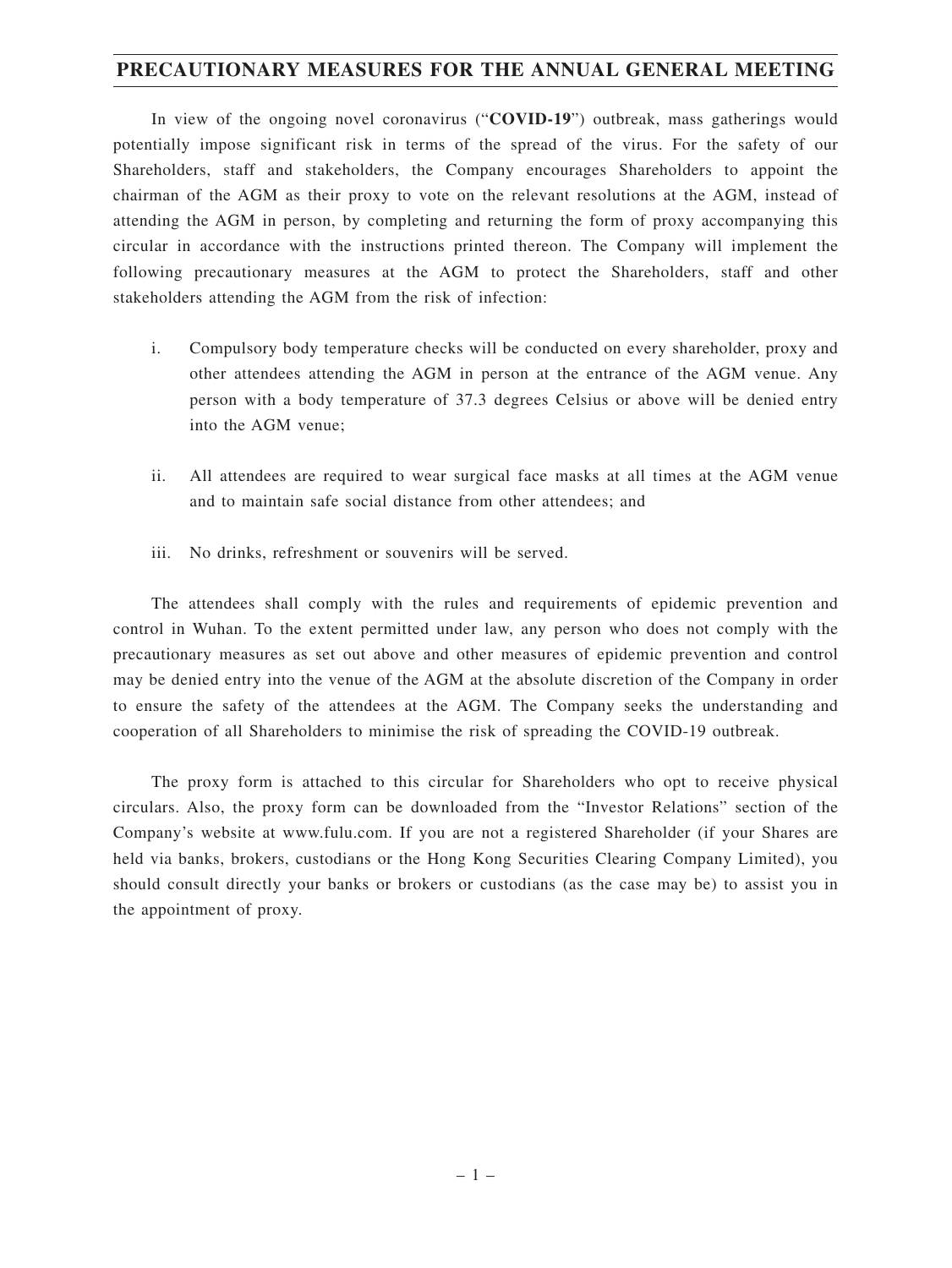# PRECAUTIONARY MEASURES FOR THE ANNUAL GENERAL MEETING

In view of the ongoing novel coronavirus ("**COVID-19**") outbreak, mass gatherings would potentially impose significant risk in terms of the spread of the virus. For the safety of our Shareholders, staff and stakeholders, the Company encourages Shareholders to appoint the chairman of the AGM as their proxy to vote on the relevant resolutions at the AGM, instead of attending the AGM in person, by completing and returning the form of proxy accompanying this circular in accordance with the instructions printed thereon. The Company will implement the following precautionary measures at the AGM to protect the Shareholders, staff and other stakeholders attending the AGM from the risk of infection:

i. Compulsory body temperature checks will be conducted on every shareholder, proxy and other attendees attending the AGM in person at the entrance of the AGM venue. Any person with a body temperature of 37.3 degrees Celsius or above will be denied entry into the AGM venue;

ii. All attendees are required to wear surgical face masks at all times at the AGM venue and to maintain safe social distance from other attendees; and

iii. No drinks, refreshment or souvenirs will be served.

The attendees shall comply with the rules and requirements of epidemic prevention and control in Wuhan. To the extent permitted under law, any person who does not comply with the precautionary measures as set out above and other measures of epidemic prevention and control may be denied entry into the venue of the AGM at the absolute discretion of the Company in order to ensure the safety of the attendees at the AGM. The Company seeks the understanding and cooperation of all Shareholders to minimise the risk of spreading the COVID-19 outbreak.

The proxy form is attached to this circular for Shareholders who opt to receive physical circulars. Also, the proxy form can be downloaded from the "Investor Relations" section of the Company's website at www.fulu.com. If you are not a registered Shareholder (if your Shares are held via banks, brokers, custodians or the Hong Kong Securities Clearing Company Limited), you should consult directly your banks or brokers or custodians (as the case may be) to assist you in the appointment of proxy.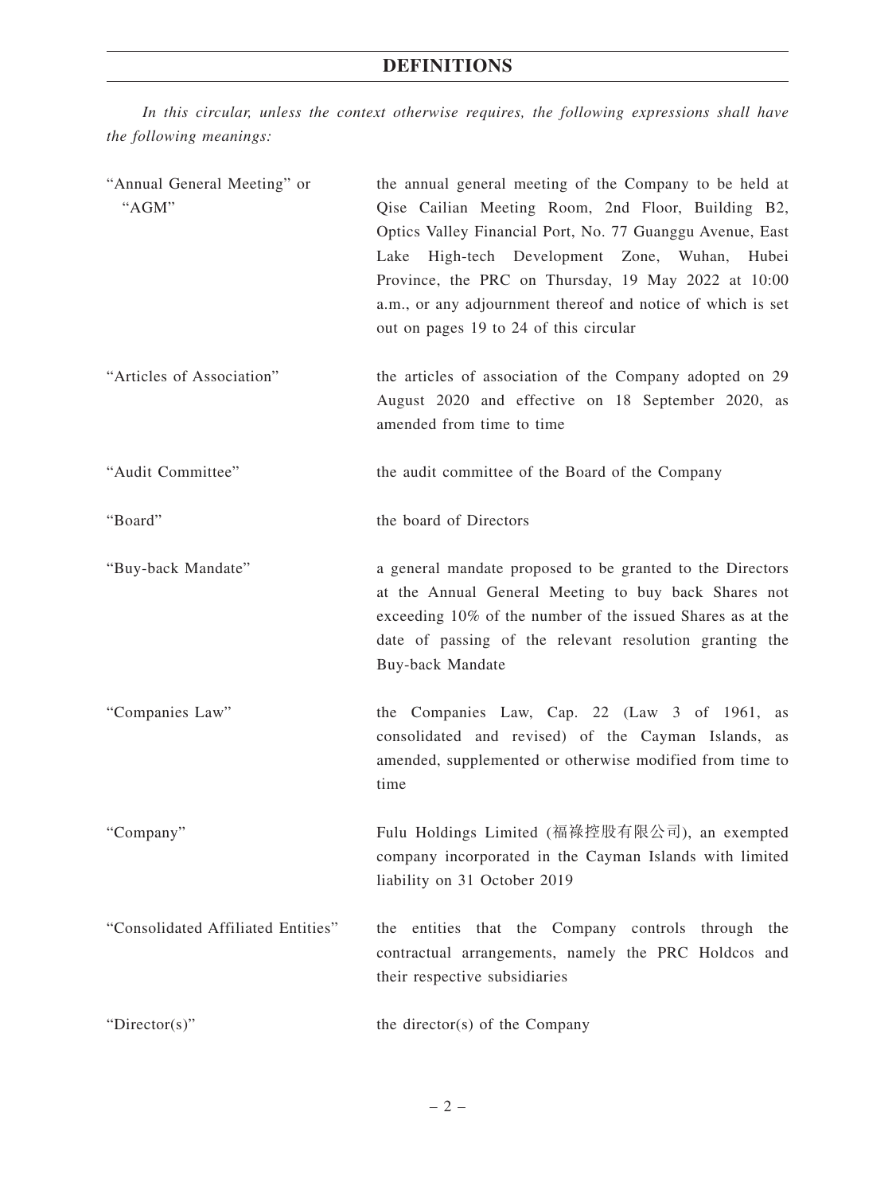# DEFINITIONS

*In this circular, unless the context otherwise requires, the following expressions shall have the following meanings:*

| | |
|---|---|
| "Annual General Meeting" or "AGM" | the annual general meeting of the Company to be held at Qise Cailian Meeting Room, 2nd Floor, Building B2, Optics Valley Financial Port, No. 77 Guanggu Avenue, East Lake High-tech Development Zone, Wuhan, Hubei Province, the PRC on Thursday, 19 May 2022 at 10:00 a.m., or any adjournment thereof and notice of which is set out on pages 19 to 24 of this circular |
| "Articles of Association" | the articles of association of the Company adopted on 29 August 2020 and effective on 18 September 2020, as amended from time to time |
| "Audit Committee" | the audit committee of the Board of the Company |
| "Board" | the board of Directors |
| "Buy-back Mandate" | a general mandate proposed to be granted to the Directors at the Annual General Meeting to buy back Shares not exceeding 10% of the number of the issued Shares as at the date of passing of the relevant resolution granting the Buy-back Mandate |
| "Companies Law" | the Companies Law, Cap. 22 (Law 3 of 1961, as consolidated and revised) of the Cayman Islands, as amended, supplemented or otherwise modified from time to time |
| "Company" | Fulu Holdings Limited (福禄控股有限公司), an exempted company incorporated in the Cayman Islands with limited liability on 31 October 2019 |
| "Consolidated Affiliated Entities" | the entities that the Company controls through the contractual arrangements, namely the PRC Holdcos and their respective subsidiaries |
| "Director(s)" | the director(s) of the Company |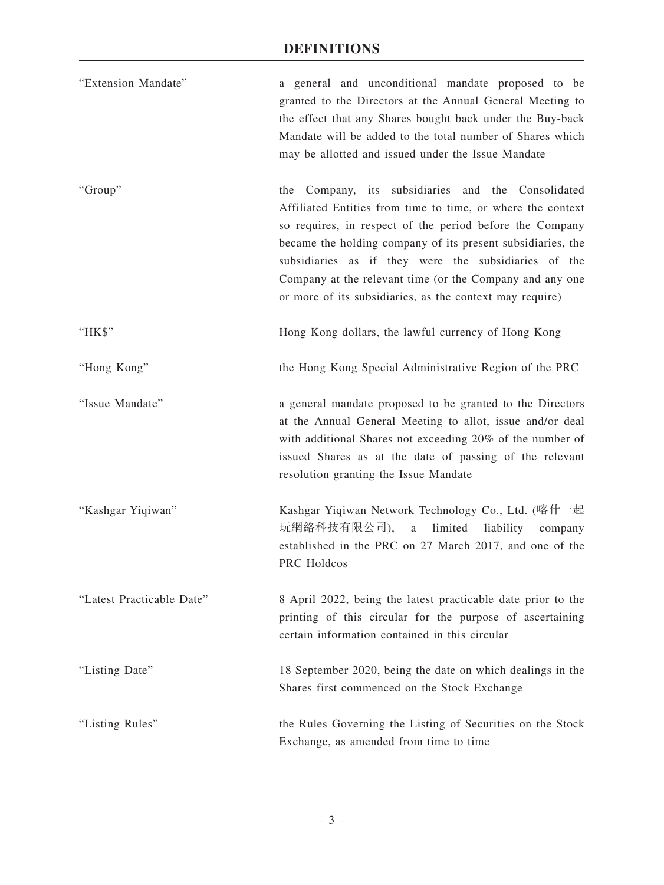## DEFINITIONS

| | |
|---|---|
| "Extension Mandate" | a general and unconditional mandate proposed to be granted to the Directors at the Annual General Meeting to the effect that any Shares bought back under the Buy-back Mandate will be added to the total number of Shares which may be allotted and issued under the Issue Mandate |
| "Group" | the Company, its subsidiaries and the Consolidated Affiliated Entities from time to time, or where the context so requires, in respect of the period before the Company became the holding company of its present subsidiaries, the subsidiaries as if they were the subsidiaries of the Company at the relevant time (or the Company and any one or more of its subsidiaries, as the context may require) |
| "HK$" | Hong Kong dollars, the lawful currency of Hong Kong |
| "Hong Kong" | the Hong Kong Special Administrative Region of the PRC |
| "Issue Mandate" | a general mandate proposed to be granted to the Directors at the Annual General Meeting to allot, issue and/or deal with additional Shares not exceeding 20% of the number of issued Shares as at the date of passing of the relevant resolution granting the Issue Mandate |
| "Kashgar Yiqiwan" | Kashgar Yiqiwan Network Technology Co., Ltd. (喀什一起玩網絡科技有限公司), a limited liability company established in the PRC on 27 March 2017, and one of the PRC Holdcos |
| "Latest Practicable Date" | 8 April 2022, being the latest practicable date prior to the printing of this circular for the purpose of ascertaining certain information contained in this circular |
| "Listing Date" | 18 September 2020, being the date on which dealings in the Shares first commenced on the Stock Exchange |
| "Listing Rules" | the Rules Governing the Listing of Securities on the Stock Exchange, as amended from time to time |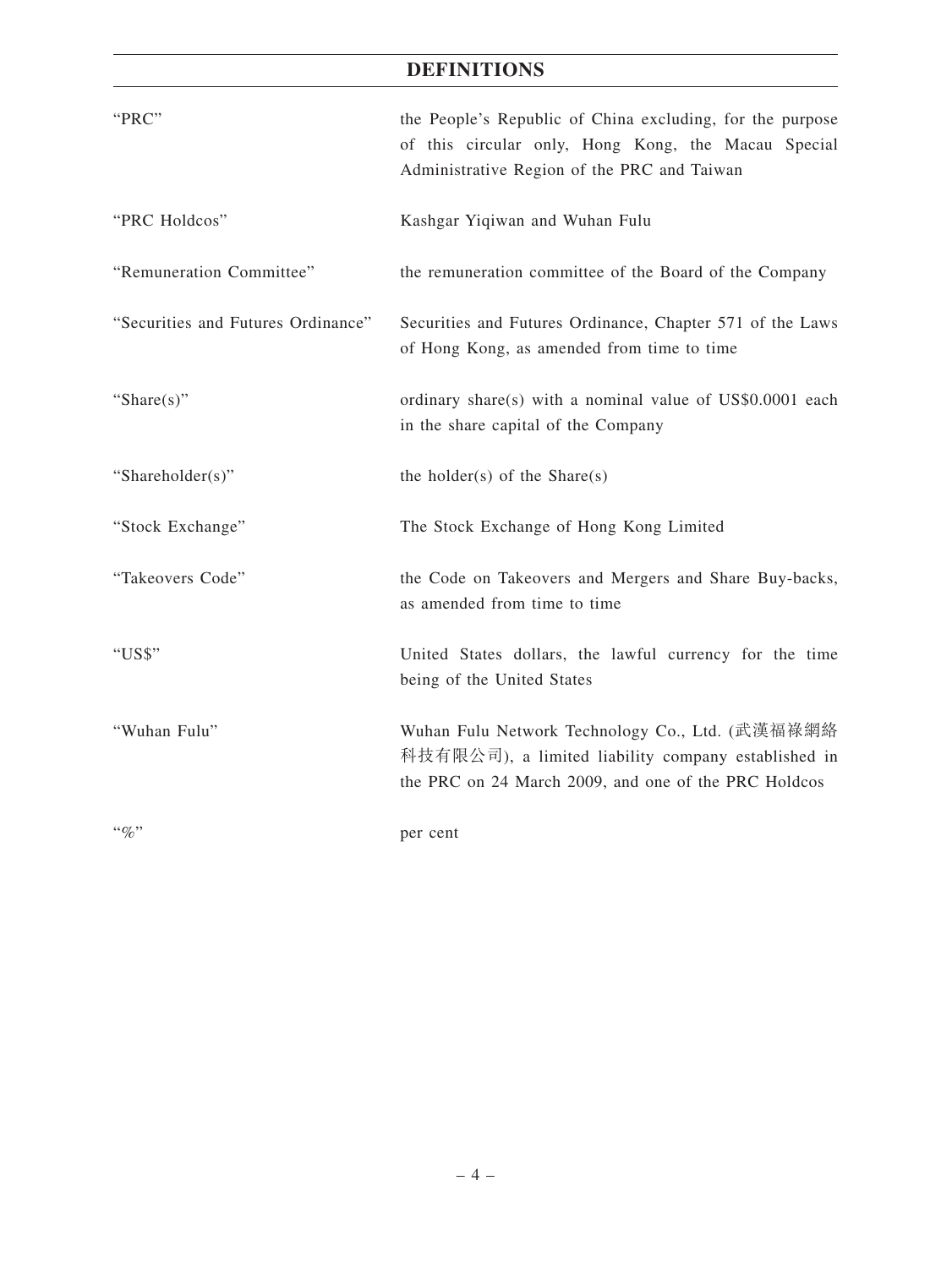## DEFINITIONS

| | |
|---|---|
| "PRC" | the People's Republic of China excluding, for the purpose of this circular only, Hong Kong, the Macau Special Administrative Region of the PRC and Taiwan |
| "PRC Holdcos" | Kashgar Yiqiwan and Wuhan Fulu |
| "Remuneration Committee" | the remuneration committee of the Board of the Company |
| "Securities and Futures Ordinance" | Securities and Futures Ordinance, Chapter 571 of the Laws of Hong Kong, as amended from time to time |
| "Share(s)" | ordinary share(s) with a nominal value of US$0.0001 each in the share capital of the Company |
| "Shareholder(s)" | the holder(s) of the Share(s) |
| "Stock Exchange" | The Stock Exchange of Hong Kong Limited |
| "Takeovers Code" | the Code on Takeovers and Mergers and Share Buy-backs, as amended from time to time |
| "US$" | United States dollars, the lawful currency for the time being of the United States |
| "Wuhan Fulu" | Wuhan Fulu Network Technology Co., Ltd. (武漢福祿網絡科技有限公司), a limited liability company established in the PRC on 24 March 2009, and one of the PRC Holdcos |
| "%" | per cent |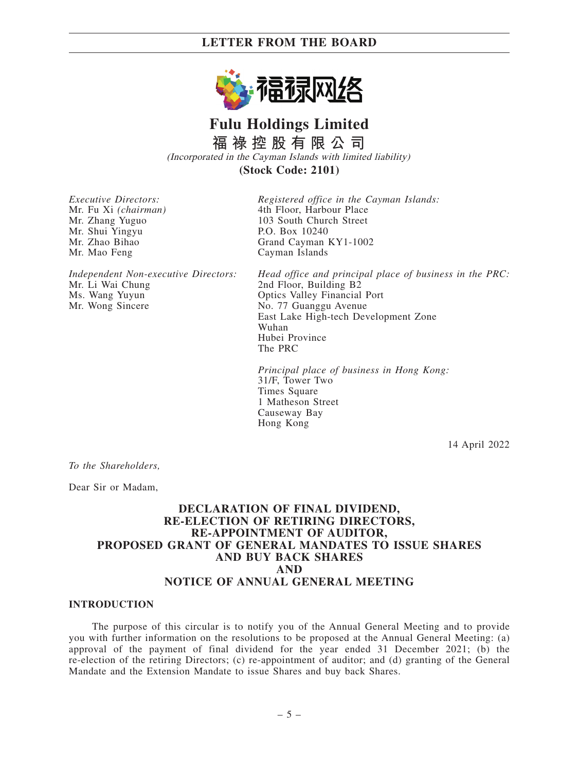# Fulu Holdings Limited
## 福禄控股有限公司

*(Incorporated in the Cayman Islands with limited liability)*

**(Stock Code: 2101)**

*Executive Directors:*
Mr. Fu Xi *(chairman)*
Mr. Zhang Yuguo
Mr. Shui Yingyu
Mr. Zhao Bihao
Mr. Mao Feng

*Independent Non-executive Directors:*
Mr. Li Wai Chung
Ms. Wang Yuyun
Mr. Wong Sincere

*Registered office in the Cayman Islands:*
4th Floor, Harbour Place
103 South Church Street
P.O. Box 10240
Grand Cayman KY1-1002
Cayman Islands

*Head office and principal place of business in the PRC:*
2nd Floor, Building B2
Optics Valley Financial Port
No. 77 Guanggu Avenue
East Lake High-tech Development Zone
Wuhan
Hubei Province
The PRC

*Principal place of business in Hong Kong:*
31/F, Tower Two
Times Square
1 Matheson Street
Causeway Bay
Hong Kong

14 April 2022

*To the Shareholders,*

Dear Sir or Madam,

**DECLARATION OF FINAL DIVIDEND,
RE-ELECTION OF RETIRING DIRECTORS,
RE-APPOINTMENT OF AUDITOR,
PROPOSED GRANT OF GENERAL MANDATES TO ISSUE SHARES
AND BUY BACK SHARES
AND
NOTICE OF ANNUAL GENERAL MEETING**

## INTRODUCTION

The purpose of this circular is to notify you of the Annual General Meeting and to provide you with further information on the resolutions to be proposed at the Annual General Meeting: (a) approval of the payment of final dividend for the year ended 31 December 2021; (b) the re-election of the retiring Directors; (c) re-appointment of auditor; and (d) granting of the General Mandate and the Extension Mandate to issue Shares and buy back Shares.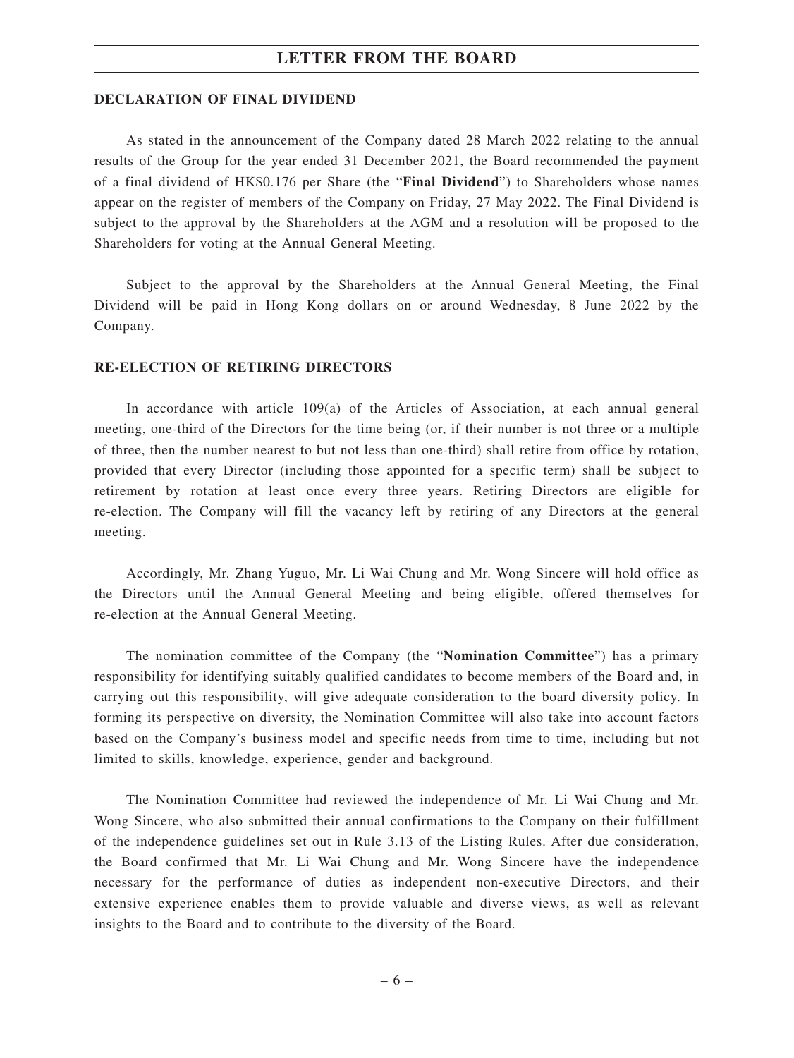## DECLARATION OF FINAL DIVIDEND

As stated in the announcement of the Company dated 28 March 2022 relating to the annual results of the Group for the year ended 31 December 2021, the Board recommended the payment of a final dividend of HK$0.176 per Share (the "**Final Dividend**") to Shareholders whose names appear on the register of members of the Company on Friday, 27 May 2022. The Final Dividend is subject to the approval by the Shareholders at the AGM and a resolution will be proposed to the Shareholders for voting at the Annual General Meeting.

Subject to the approval by the Shareholders at the Annual General Meeting, the Final Dividend will be paid in Hong Kong dollars on or around Wednesday, 8 June 2022 by the Company.

## RE-ELECTION OF RETIRING DIRECTORS

In accordance with article 109(a) of the Articles of Association, at each annual general meeting, one-third of the Directors for the time being (or, if their number is not three or a multiple of three, then the number nearest to but not less than one-third) shall retire from office by rotation, provided that every Director (including those appointed for a specific term) shall be subject to retirement by rotation at least once every three years. Retiring Directors are eligible for re-election. The Company will fill the vacancy left by retiring of any Directors at the general meeting.

Accordingly, Mr. Zhang Yuguo, Mr. Li Wai Chung and Mr. Wong Sincere will hold office as the Directors until the Annual General Meeting and being eligible, offered themselves for re-election at the Annual General Meeting.

The nomination committee of the Company (the "**Nomination Committee**") has a primary responsibility for identifying suitably qualified candidates to become members of the Board and, in carrying out this responsibility, will give adequate consideration to the board diversity policy. In forming its perspective on diversity, the Nomination Committee will also take into account factors based on the Company's business model and specific needs from time to time, including but not limited to skills, knowledge, experience, gender and background.

The Nomination Committee had reviewed the independence of Mr. Li Wai Chung and Mr. Wong Sincere, who also submitted their annual confirmations to the Company on their fulfillment of the independence guidelines set out in Rule 3.13 of the Listing Rules. After due consideration, the Board confirmed that Mr. Li Wai Chung and Mr. Wong Sincere have the independence necessary for the performance of duties as independent non-executive Directors, and their extensive experience enables them to provide valuable and diverse views, as well as relevant insights to the Board and to contribute to the diversity of the Board.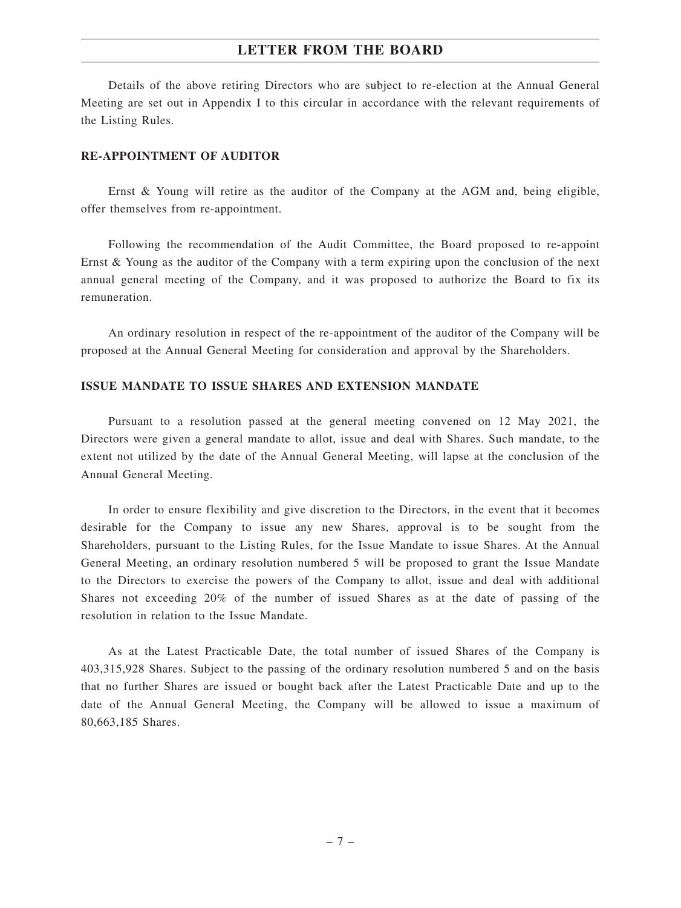Details of the above retiring Directors who are subject to re-election at the Annual General Meeting are set out in Appendix I to this circular in accordance with the relevant requirements of the Listing Rules.

**RE-APPOINTMENT OF AUDITOR**

Ernst & Young will retire as the auditor of the Company at the AGM and, being eligible, offer themselves from re-appointment.

Following the recommendation of the Audit Committee, the Board proposed to re-appoint Ernst & Young as the auditor of the Company with a term expiring upon the conclusion of the next annual general meeting of the Company, and it was proposed to authorize the Board to fix its remuneration.

An ordinary resolution in respect of the re-appointment of the auditor of the Company will be proposed at the Annual General Meeting for consideration and approval by the Shareholders.

**ISSUE MANDATE TO ISSUE SHARES AND EXTENSION MANDATE**

Pursuant to a resolution passed at the general meeting convened on 12 May 2021, the Directors were given a general mandate to allot, issue and deal with Shares. Such mandate, to the extent not utilized by the date of the Annual General Meeting, will lapse at the conclusion of the Annual General Meeting.

In order to ensure flexibility and give discretion to the Directors, in the event that it becomes desirable for the Company to issue any new Shares, approval is to be sought from the Shareholders, pursuant to the Listing Rules, for the Issue Mandate to issue Shares. At the Annual General Meeting, an ordinary resolution numbered 5 will be proposed to grant the Issue Mandate to the Directors to exercise the powers of the Company to allot, issue and deal with additional Shares not exceeding 20% of the number of issued Shares as at the date of passing of the resolution in relation to the Issue Mandate.

As at the Latest Practicable Date, the total number of issued Shares of the Company is 403,315,928 Shares. Subject to the passing of the ordinary resolution numbered 5 and on the basis that no further Shares are issued or bought back after the Latest Practicable Date and up to the date of the Annual General Meeting, the Company will be allowed to issue a maximum of 80,663,185 Shares.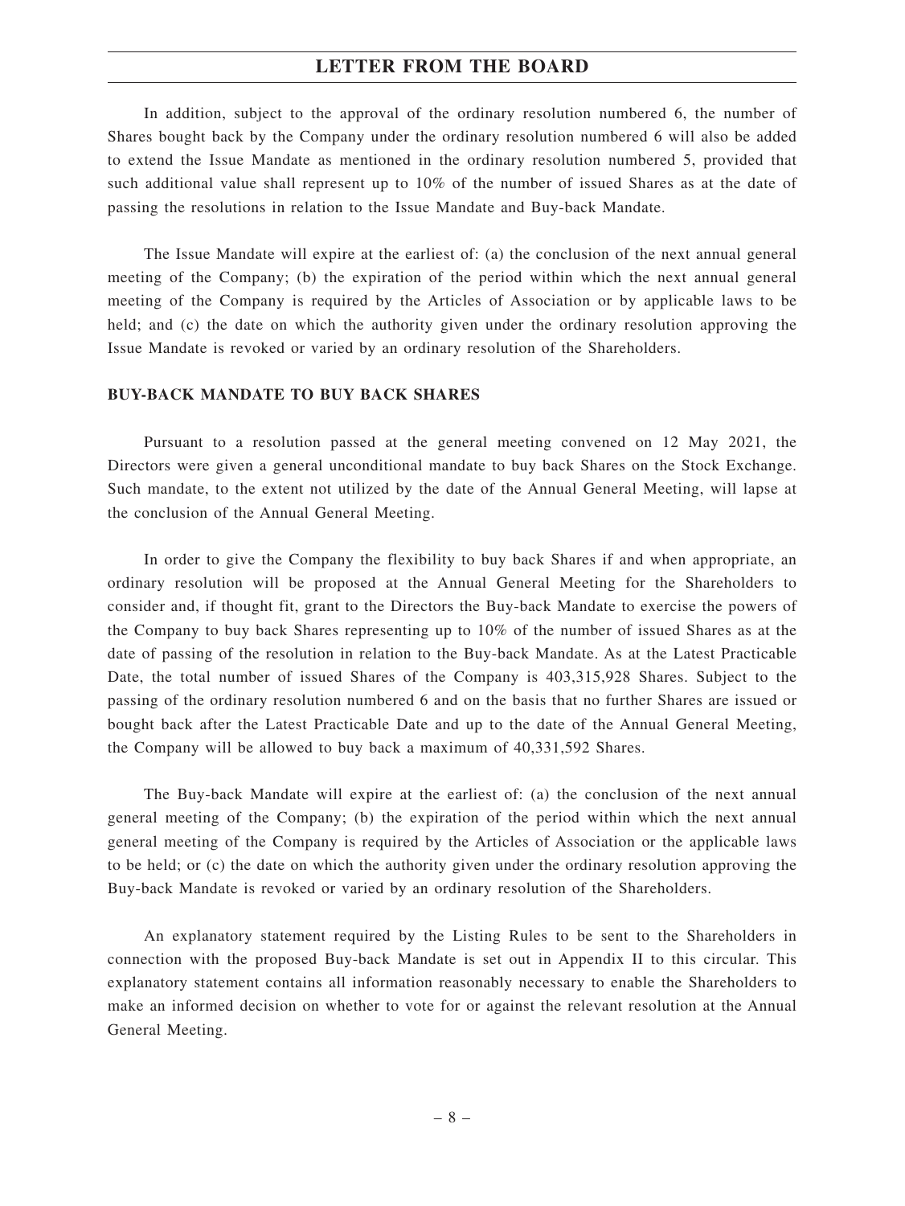In addition, subject to the approval of the ordinary resolution numbered 6, the number of Shares bought back by the Company under the ordinary resolution numbered 6 will also be added to extend the Issue Mandate as mentioned in the ordinary resolution numbered 5, provided that such additional value shall represent up to 10% of the number of issued Shares as at the date of passing the resolutions in relation to the Issue Mandate and Buy-back Mandate.

The Issue Mandate will expire at the earliest of: (a) the conclusion of the next annual general meeting of the Company; (b) the expiration of the period within which the next annual general meeting of the Company is required by the Articles of Association or by applicable laws to be held; and (c) the date on which the authority given under the ordinary resolution approving the Issue Mandate is revoked or varied by an ordinary resolution of the Shareholders.

## BUY-BACK MANDATE TO BUY BACK SHARES

Pursuant to a resolution passed at the general meeting convened on 12 May 2021, the Directors were given a general unconditional mandate to buy back Shares on the Stock Exchange. Such mandate, to the extent not utilized by the date of the Annual General Meeting, will lapse at the conclusion of the Annual General Meeting.

In order to give the Company the flexibility to buy back Shares if and when appropriate, an ordinary resolution will be proposed at the Annual General Meeting for the Shareholders to consider and, if thought fit, grant to the Directors the Buy-back Mandate to exercise the powers of the Company to buy back Shares representing up to 10% of the number of issued Shares as at the date of passing of the resolution in relation to the Buy-back Mandate. As at the Latest Practicable Date, the total number of issued Shares of the Company is 403,315,928 Shares. Subject to the passing of the ordinary resolution numbered 6 and on the basis that no further Shares are issued or bought back after the Latest Practicable Date and up to the date of the Annual General Meeting, the Company will be allowed to buy back a maximum of 40,331,592 Shares.

The Buy-back Mandate will expire at the earliest of: (a) the conclusion of the next annual general meeting of the Company; (b) the expiration of the period within which the next annual general meeting of the Company is required by the Articles of Association or the applicable laws to be held; or (c) the date on which the authority given under the ordinary resolution approving the Buy-back Mandate is revoked or varied by an ordinary resolution of the Shareholders.

An explanatory statement required by the Listing Rules to be sent to the Shareholders in connection with the proposed Buy-back Mandate is set out in Appendix II to this circular. This explanatory statement contains all information reasonably necessary to enable the Shareholders to make an informed decision on whether to vote for or against the relevant resolution at the Annual General Meeting.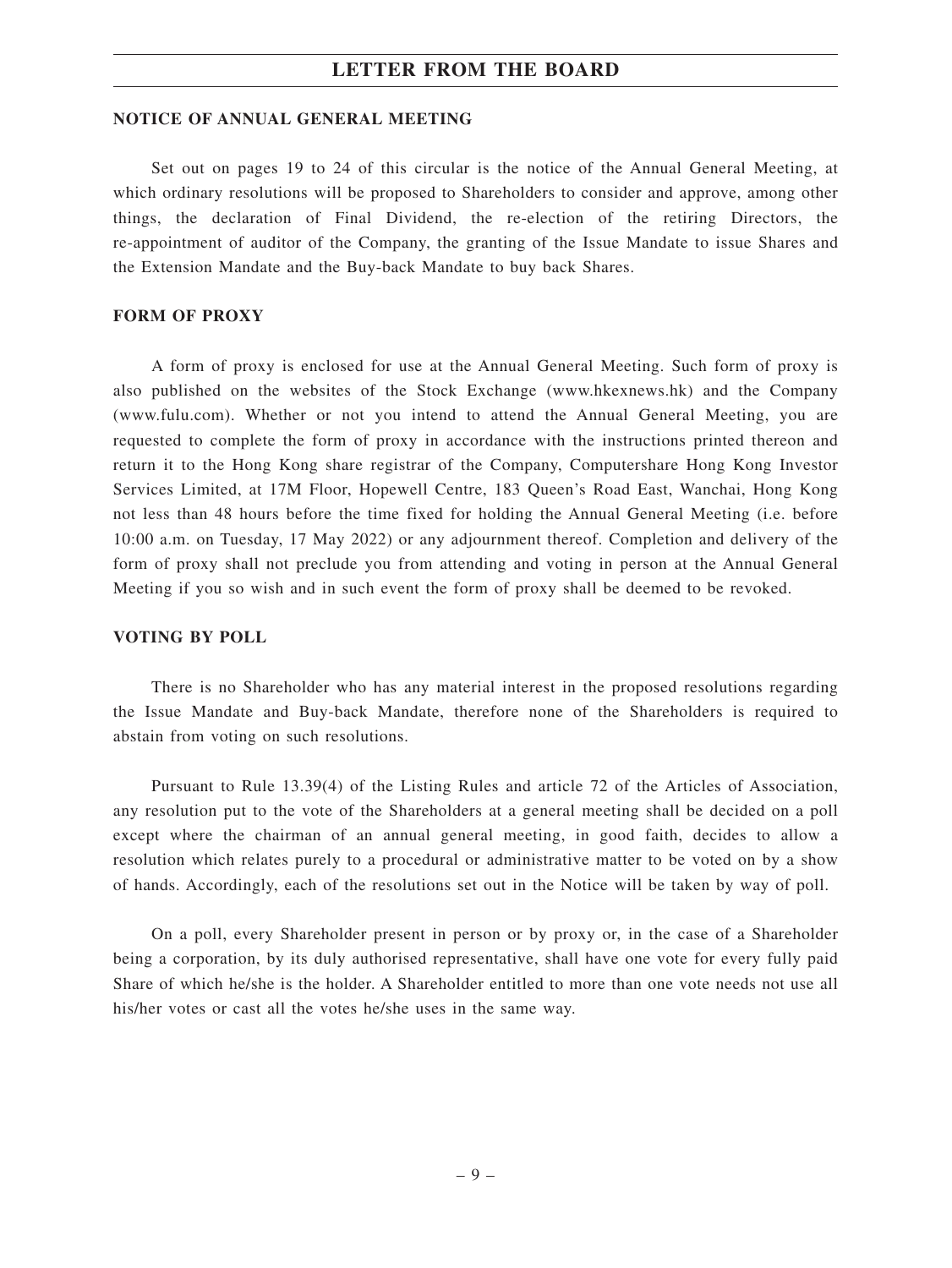## NOTICE OF ANNUAL GENERAL MEETING

Set out on pages 19 to 24 of this circular is the notice of the Annual General Meeting, at which ordinary resolutions will be proposed to Shareholders to consider and approve, among other things, the declaration of Final Dividend, the re-election of the retiring Directors, the re-appointment of auditor of the Company, the granting of the Issue Mandate to issue Shares and the Extension Mandate and the Buy-back Mandate to buy back Shares.

## FORM OF PROXY

A form of proxy is enclosed for use at the Annual General Meeting. Such form of proxy is also published on the websites of the Stock Exchange (www.hkexnews.hk) and the Company (www.fulu.com). Whether or not you intend to attend the Annual General Meeting, you are requested to complete the form of proxy in accordance with the instructions printed thereon and return it to the Hong Kong share registrar of the Company, Computershare Hong Kong Investor Services Limited, at 17M Floor, Hopewell Centre, 183 Queen's Road East, Wanchai, Hong Kong not less than 48 hours before the time fixed for holding the Annual General Meeting (i.e. before 10:00 a.m. on Tuesday, 17 May 2022) or any adjournment thereof. Completion and delivery of the form of proxy shall not preclude you from attending and voting in person at the Annual General Meeting if you so wish and in such event the form of proxy shall be deemed to be revoked.

## VOTING BY POLL

There is no Shareholder who has any material interest in the proposed resolutions regarding the Issue Mandate and Buy-back Mandate, therefore none of the Shareholders is required to abstain from voting on such resolutions.

Pursuant to Rule 13.39(4) of the Listing Rules and article 72 of the Articles of Association, any resolution put to the vote of the Shareholders at a general meeting shall be decided on a poll except where the chairman of an annual general meeting, in good faith, decides to allow a resolution which relates purely to a procedural or administrative matter to be voted on by a show of hands. Accordingly, each of the resolutions set out in the Notice will be taken by way of poll.

On a poll, every Shareholder present in person or by proxy or, in the case of a Shareholder being a corporation, by its duly authorised representative, shall have one vote for every fully paid Share of which he/she is the holder. A Shareholder entitled to more than one vote needs not use all his/her votes or cast all the votes he/she uses in the same way.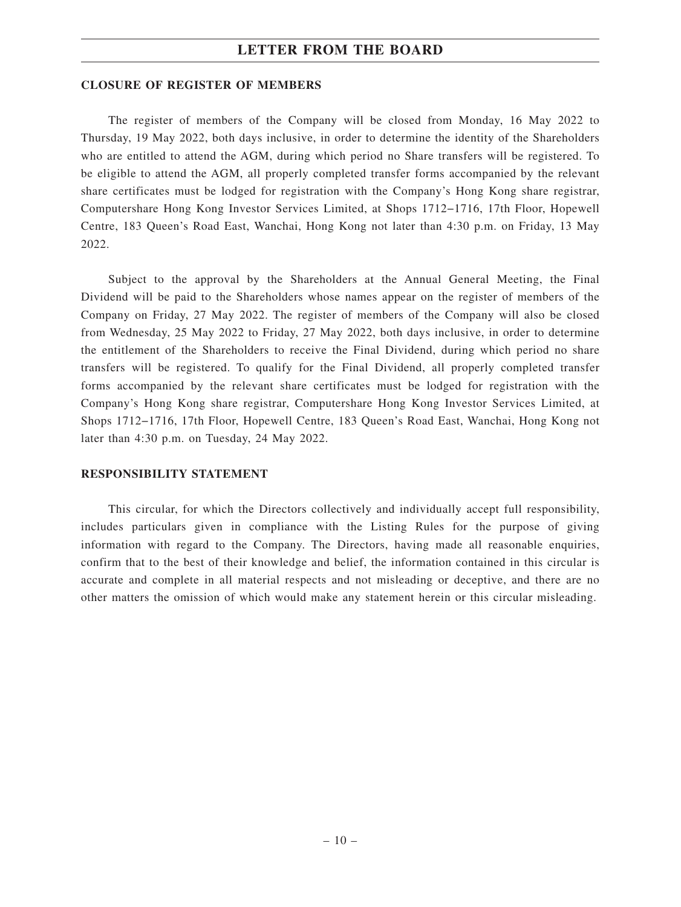**CLOSURE OF REGISTER OF MEMBERS**

The register of members of the Company will be closed from Monday, 16 May 2022 to Thursday, 19 May 2022, both days inclusive, in order to determine the identity of the Shareholders who are entitled to attend the AGM, during which period no Share transfers will be registered. To be eligible to attend the AGM, all properly completed transfer forms accompanied by the relevant share certificates must be lodged for registration with the Company's Hong Kong share registrar, Computershare Hong Kong Investor Services Limited, at Shops 1712–1716, 17th Floor, Hopewell Centre, 183 Queen's Road East, Wanchai, Hong Kong not later than 4:30 p.m. on Friday, 13 May 2022.

Subject to the approval by the Shareholders at the Annual General Meeting, the Final Dividend will be paid to the Shareholders whose names appear on the register of members of the Company on Friday, 27 May 2022. The register of members of the Company will also be closed from Wednesday, 25 May 2022 to Friday, 27 May 2022, both days inclusive, in order to determine the entitlement of the Shareholders to receive the Final Dividend, during which period no share transfers will be registered. To qualify for the Final Dividend, all properly completed transfer forms accompanied by the relevant share certificates must be lodged for registration with the Company's Hong Kong share registrar, Computershare Hong Kong Investor Services Limited, at Shops 1712–1716, 17th Floor, Hopewell Centre, 183 Queen's Road East, Wanchai, Hong Kong not later than 4:30 p.m. on Tuesday, 24 May 2022.

**RESPONSIBILITY STATEMENT**

This circular, for which the Directors collectively and individually accept full responsibility, includes particulars given in compliance with the Listing Rules for the purpose of giving information with regard to the Company. The Directors, having made all reasonable enquiries, confirm that to the best of their knowledge and belief, the information contained in this circular is accurate and complete in all material respects and not misleading or deceptive, and there are no other matters the omission of which would make any statement herein or this circular misleading.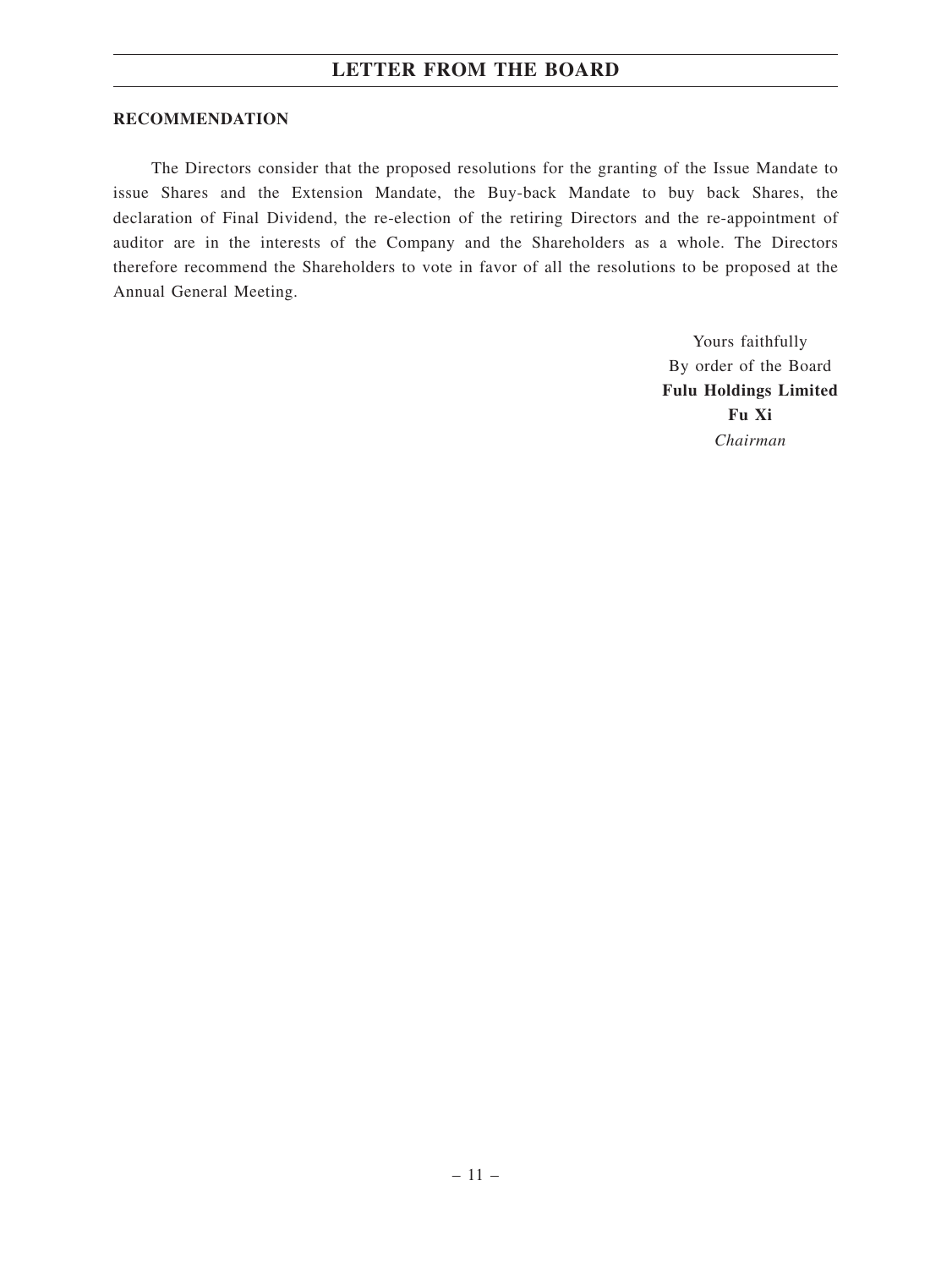## RECOMMENDATION

The Directors consider that the proposed resolutions for the granting of the Issue Mandate to issue Shares and the Extension Mandate, the Buy-back Mandate to buy back Shares, the declaration of Final Dividend, the re-election of the retiring Directors and the re-appointment of auditor are in the interests of the Company and the Shareholders as a whole. The Directors therefore recommend the Shareholders to vote in favor of all the resolutions to be proposed at the Annual General Meeting.

Yours faithfully
By order of the Board
**Fulu Holdings Limited**
**Fu Xi**
*Chairman*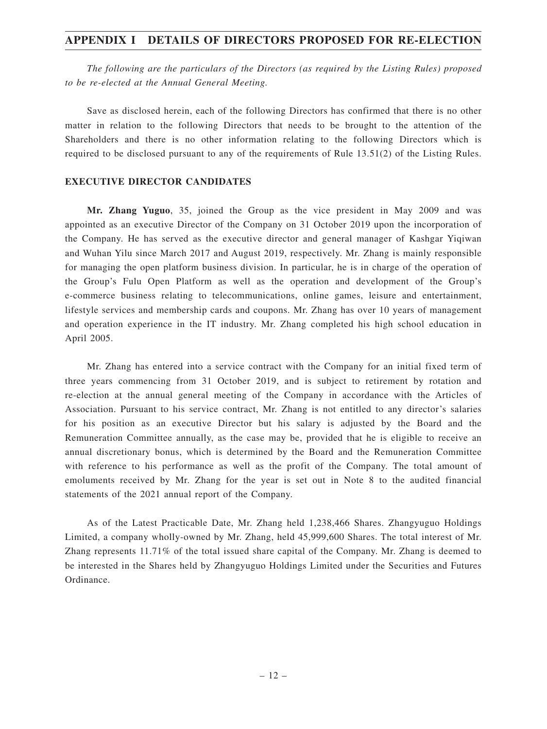# APPENDIX I DETAILS OF DIRECTORS PROPOSED FOR RE-ELECTION

*The following are the particulars of the Directors (as required by the Listing Rules) proposed to be re-elected at the Annual General Meeting.*

Save as disclosed herein, each of the following Directors has confirmed that there is no other matter in relation to the following Directors that needs to be brought to the attention of the Shareholders and there is no other information relating to the following Directors which is required to be disclosed pursuant to any of the requirements of Rule 13.51(2) of the Listing Rules.

**EXECUTIVE DIRECTOR CANDIDATES**

**Mr. Zhang Yuguo**, 35, joined the Group as the vice president in May 2009 and was appointed as an executive Director of the Company on 31 October 2019 upon the incorporation of the Company. He has served as the executive director and general manager of Kashgar Yiqiwan and Wuhan Yilu since March 2017 and August 2019, respectively. Mr. Zhang is mainly responsible for managing the open platform business division. In particular, he is in charge of the operation of the Group's Fulu Open Platform as well as the operation and development of the Group's e-commerce business relating to telecommunications, online games, leisure and entertainment, lifestyle services and membership cards and coupons. Mr. Zhang has over 10 years of management and operation experience in the IT industry. Mr. Zhang completed his high school education in April 2005.

Mr. Zhang has entered into a service contract with the Company for an initial fixed term of three years commencing from 31 October 2019, and is subject to retirement by rotation and re-election at the annual general meeting of the Company in accordance with the Articles of Association. Pursuant to his service contract, Mr. Zhang is not entitled to any director's salaries for his position as an executive Director but his salary is adjusted by the Board and the Remuneration Committee annually, as the case may be, provided that he is eligible to receive an annual discretionary bonus, which is determined by the Board and the Remuneration Committee with reference to his performance as well as the profit of the Company. The total amount of emoluments received by Mr. Zhang for the year is set out in Note 8 to the audited financial statements of the 2021 annual report of the Company.

As of the Latest Practicable Date, Mr. Zhang held 1,238,466 Shares. Zhangyuguo Holdings Limited, a company wholly-owned by Mr. Zhang, held 45,999,600 Shares. The total interest of Mr. Zhang represents 11.71% of the total issued share capital of the Company. Mr. Zhang is deemed to be interested in the Shares held by Zhangyuguo Holdings Limited under the Securities and Futures Ordinance.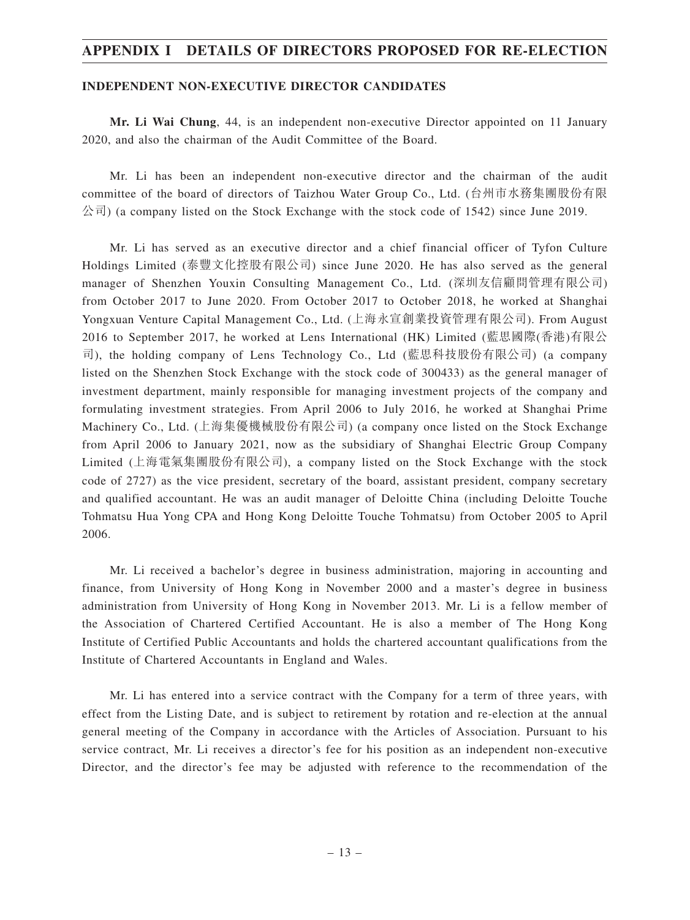## APPENDIX I DETAILS OF DIRECTORS PROPOSED FOR RE-ELECTION

### INDEPENDENT NON-EXECUTIVE DIRECTOR CANDIDATES

**Mr. Li Wai Chung**, 44, is an independent non-executive Director appointed on 11 January 2020, and also the chairman of the Audit Committee of the Board.

Mr. Li has been an independent non-executive director and the chairman of the audit committee of the board of directors of Taizhou Water Group Co., Ltd. (台州市水務集團股份有限公司) (a company listed on the Stock Exchange with the stock code of 1542) since June 2019.

Mr. Li has served as an executive director and a chief financial officer of Tyfon Culture Holdings Limited (泰豐文化控股有限公司) since June 2020. He has also served as the general manager of Shenzhen Youxin Consulting Management Co., Ltd. (深圳友信顧問管理有限公司) from October 2017 to June 2020. From October 2017 to October 2018, he worked at Shanghai Yongxuan Venture Capital Management Co., Ltd. (上海永宣創業投資管理有限公司). From August 2016 to September 2017, he worked at Lens International (HK) Limited (藍思國際(香港)有限公司), the holding company of Lens Technology Co., Ltd (藍思科技股份有限公司) (a company listed on the Shenzhen Stock Exchange with the stock code of 300433) as the general manager of investment department, mainly responsible for managing investment projects of the company and formulating investment strategies. From April 2006 to July 2016, he worked at Shanghai Prime Machinery Co., Ltd. (上海集優機械股份有限公司) (a company once listed on the Stock Exchange from April 2006 to January 2021, now as the subsidiary of Shanghai Electric Group Company Limited (上海電氣集團股份有限公司), a company listed on the Stock Exchange with the stock code of 2727) as the vice president, secretary of the board, assistant president, company secretary and qualified accountant. He was an audit manager of Deloitte China (including Deloitte Touche Tohmatsu Hua Yong CPA and Hong Kong Deloitte Touche Tohmatsu) from October 2005 to April 2006.

Mr. Li received a bachelor's degree in business administration, majoring in accounting and finance, from University of Hong Kong in November 2000 and a master's degree in business administration from University of Hong Kong in November 2013. Mr. Li is a fellow member of the Association of Chartered Certified Accountant. He is also a member of The Hong Kong Institute of Certified Public Accountants and holds the chartered accountant qualifications from the Institute of Chartered Accountants in England and Wales.

Mr. Li has entered into a service contract with the Company for a term of three years, with effect from the Listing Date, and is subject to retirement by rotation and re-election at the annual general meeting of the Company in accordance with the Articles of Association. Pursuant to his service contract, Mr. Li receives a director's fee for his position as an independent non-executive Director, and the director's fee may be adjusted with reference to the recommendation of the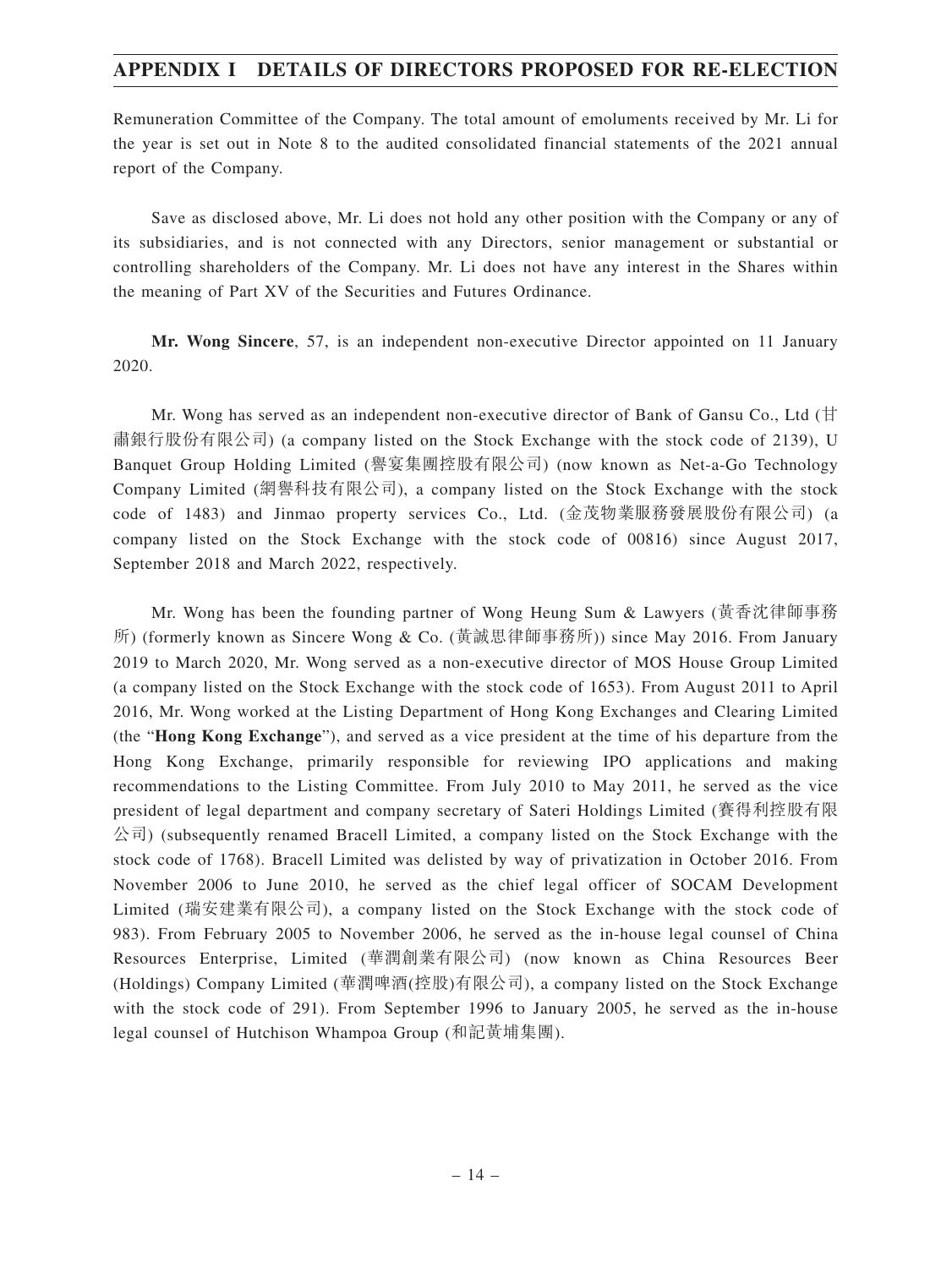Remuneration Committee of the Company. The total amount of emoluments received by Mr. Li for the year is set out in Note 8 to the audited consolidated financial statements of the 2021 annual report of the Company.

Save as disclosed above, Mr. Li does not hold any other position with the Company or any of its subsidiaries, and is not connected with any Directors, senior management or substantial or controlling shareholders of the Company. Mr. Li does not have any interest in the Shares within the meaning of Part XV of the Securities and Futures Ordinance.

**Mr. Wong Sincere**, 57, is an independent non-executive Director appointed on 11 January 2020.

Mr. Wong has served as an independent non-executive director of Bank of Gansu Co., Ltd (甘肅銀行股份有限公司) (a company listed on the Stock Exchange with the stock code of 2139), U Banquet Group Holding Limited (譽宴集團控股有限公司) (now known as Net-a-Go Technology Company Limited (網譽科技有限公司), a company listed on the Stock Exchange with the stock code of 1483) and Jinmao property services Co., Ltd. (金茂物業服務發展股份有限公司) (a company listed on the Stock Exchange with the stock code of 00816) since August 2017, September 2018 and March 2022, respectively.

Mr. Wong has been the founding partner of Wong Heung Sum & Lawyers (黃香沈律師事務所) (formerly known as Sincere Wong & Co. (黃誠思律師事務所)) since May 2016. From January 2019 to March 2020, Mr. Wong served as a non-executive director of MOS House Group Limited (a company listed on the Stock Exchange with the stock code of 1653). From August 2011 to April 2016, Mr. Wong worked at the Listing Department of Hong Kong Exchanges and Clearing Limited (the "**Hong Kong Exchange**"), and served as a vice president at the time of his departure from the Hong Kong Exchange, primarily responsible for reviewing IPO applications and making recommendations to the Listing Committee. From July 2010 to May 2011, he served as the vice president of legal department and company secretary of Sateri Holdings Limited (賽得利控股有限公司) (subsequently renamed Bracell Limited, a company listed on the Stock Exchange with the stock code of 1768). Bracell Limited was delisted by way of privatization in October 2016. From November 2006 to June 2010, he served as the chief legal officer of SOCAM Development Limited (瑞安建業有限公司), a company listed on the Stock Exchange with the stock code of 983). From February 2005 to November 2006, he served as the in-house legal counsel of China Resources Enterprise, Limited (華潤創業有限公司) (now known as China Resources Beer (Holdings) Company Limited (華潤啤酒(控股)有限公司), a company listed on the Stock Exchange with the stock code of 291). From September 1996 to January 2005, he served as the in-house legal counsel of Hutchison Whampoa Group (和記黃埔集團).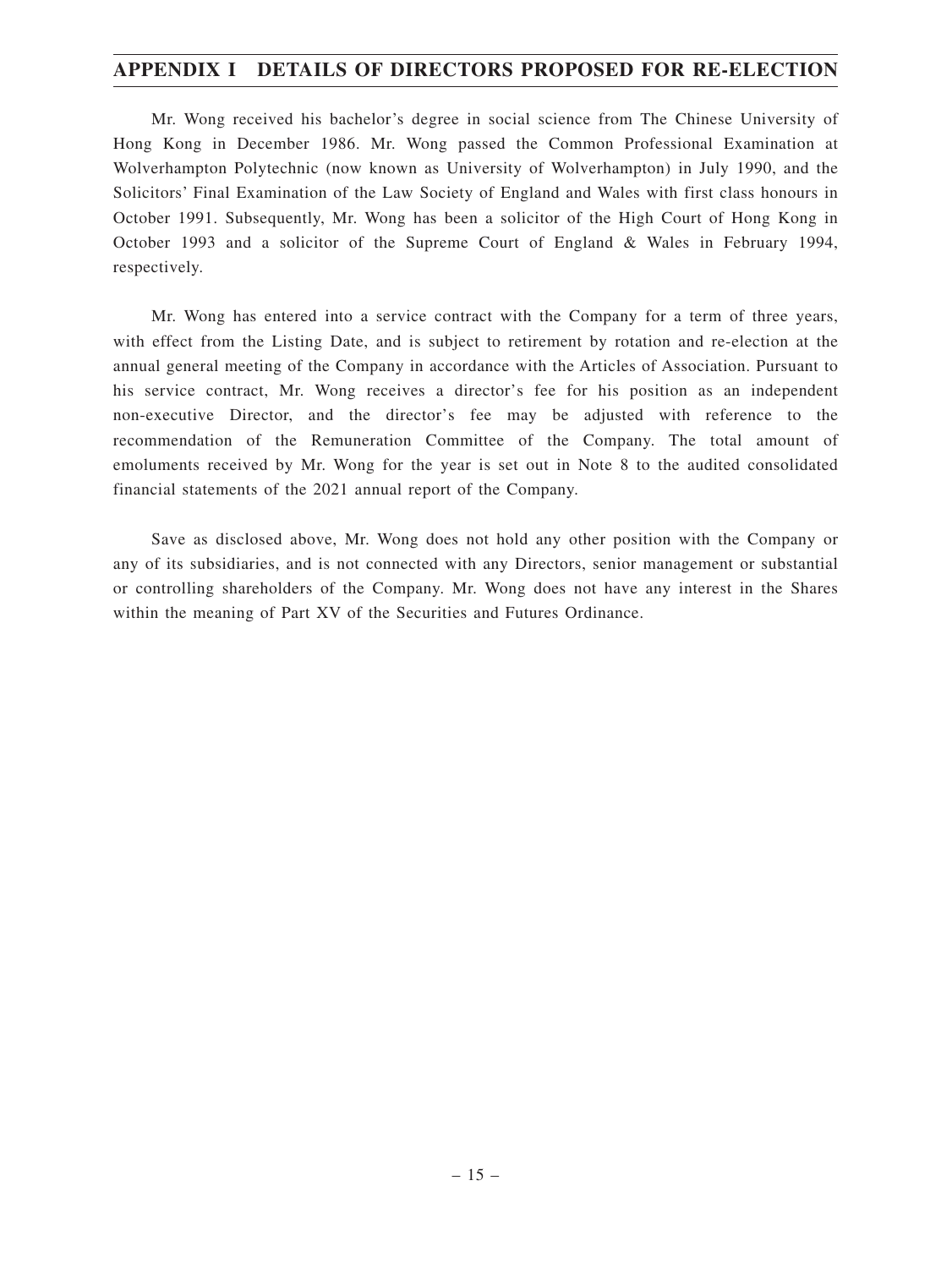Mr. Wong received his bachelor's degree in social science from The Chinese University of Hong Kong in December 1986. Mr. Wong passed the Common Professional Examination at Wolverhampton Polytechnic (now known as University of Wolverhampton) in July 1990, and the Solicitors' Final Examination of the Law Society of England and Wales with first class honours in October 1991. Subsequently, Mr. Wong has been a solicitor of the High Court of Hong Kong in October 1993 and a solicitor of the Supreme Court of England & Wales in February 1994, respectively.

Mr. Wong has entered into a service contract with the Company for a term of three years, with effect from the Listing Date, and is subject to retirement by rotation and re-election at the annual general meeting of the Company in accordance with the Articles of Association. Pursuant to his service contract, Mr. Wong receives a director's fee for his position as an independent non-executive Director, and the director's fee may be adjusted with reference to the recommendation of the Remuneration Committee of the Company. The total amount of emoluments received by Mr. Wong for the year is set out in Note 8 to the audited consolidated financial statements of the 2021 annual report of the Company.

Save as disclosed above, Mr. Wong does not hold any other position with the Company or any of its subsidiaries, and is not connected with any Directors, senior management or substantial or controlling shareholders of the Company. Mr. Wong does not have any interest in the Shares within the meaning of Part XV of the Securities and Futures Ordinance.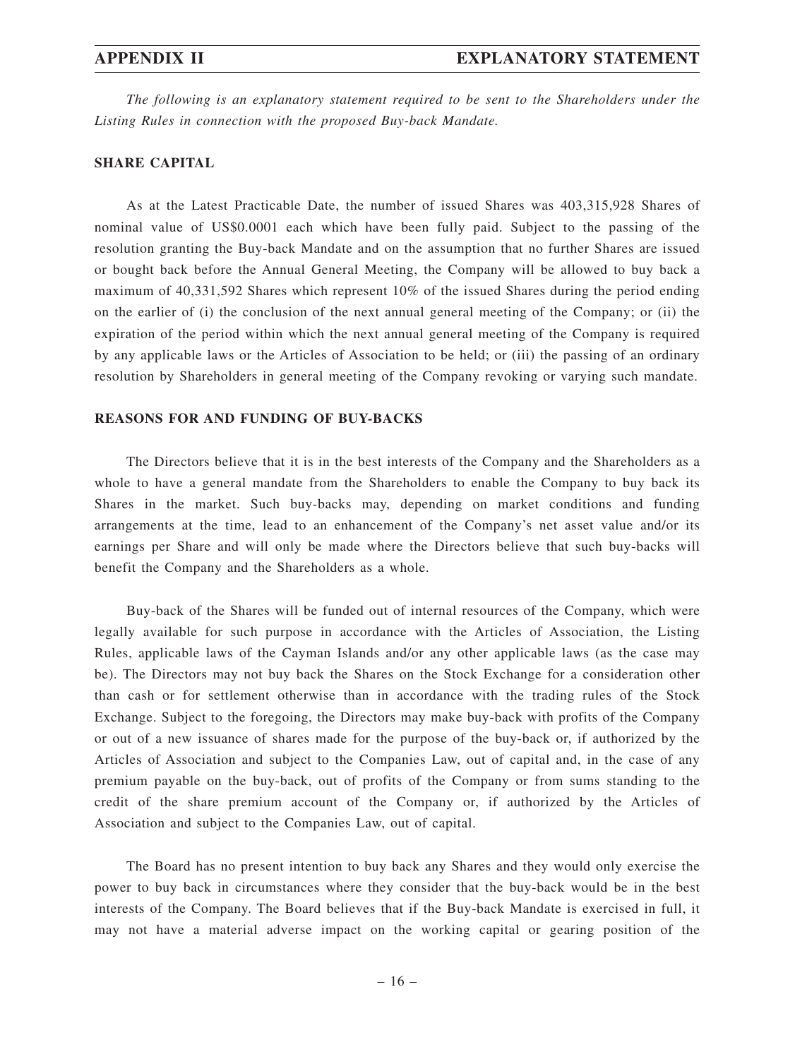*The following is an explanatory statement required to be sent to the Shareholders under the Listing Rules in connection with the proposed Buy-back Mandate.*

## SHARE CAPITAL

As at the Latest Practicable Date, the number of issued Shares was 403,315,928 Shares of nominal value of US$0.0001 each which have been fully paid. Subject to the passing of the resolution granting the Buy-back Mandate and on the assumption that no further Shares are issued or bought back before the Annual General Meeting, the Company will be allowed to buy back a maximum of 40,331,592 Shares which represent 10% of the issued Shares during the period ending on the earlier of (i) the conclusion of the next annual general meeting of the Company; or (ii) the expiration of the period within which the next annual general meeting of the Company is required by any applicable laws or the Articles of Association to be held; or (iii) the passing of an ordinary resolution by Shareholders in general meeting of the Company revoking or varying such mandate.

## REASONS FOR AND FUNDING OF BUY-BACKS

The Directors believe that it is in the best interests of the Company and the Shareholders as a whole to have a general mandate from the Shareholders to enable the Company to buy back its Shares in the market. Such buy-backs may, depending on market conditions and funding arrangements at the time, lead to an enhancement of the Company's net asset value and/or its earnings per Share and will only be made where the Directors believe that such buy-backs will benefit the Company and the Shareholders as a whole.

Buy-back of the Shares will be funded out of internal resources of the Company, which were legally available for such purpose in accordance with the Articles of Association, the Listing Rules, applicable laws of the Cayman Islands and/or any other applicable laws (as the case may be). The Directors may not buy back the Shares on the Stock Exchange for a consideration other than cash or for settlement otherwise than in accordance with the trading rules of the Stock Exchange. Subject to the foregoing, the Directors may make buy-back with profits of the Company or out of a new issuance of shares made for the purpose of the buy-back or, if authorized by the Articles of Association and subject to the Companies Law, out of capital and, in the case of any premium payable on the buy-back, out of profits of the Company or from sums standing to the credit of the share premium account of the Company or, if authorized by the Articles of Association and subject to the Companies Law, out of capital.

The Board has no present intention to buy back any Shares and they would only exercise the power to buy back in circumstances where they consider that the buy-back would be in the best interests of the Company. The Board believes that if the Buy-back Mandate is exercised in full, it may not have a material adverse impact on the working capital or gearing position of the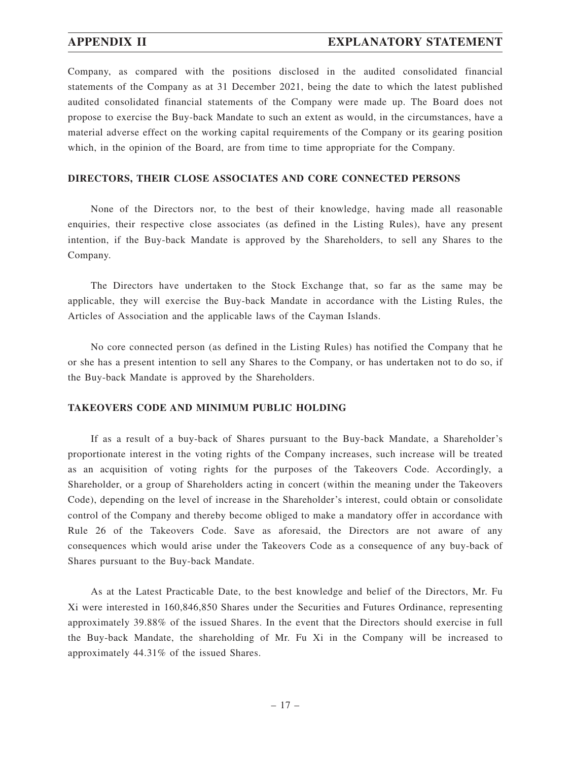Company, as compared with the positions disclosed in the audited consolidated financial statements of the Company as at 31 December 2021, being the date to which the latest published audited consolidated financial statements of the Company were made up. The Board does not propose to exercise the Buy-back Mandate to such an extent as would, in the circumstances, have a material adverse effect on the working capital requirements of the Company or its gearing position which, in the opinion of the Board, are from time to time appropriate for the Company.

**DIRECTORS, THEIR CLOSE ASSOCIATES AND CORE CONNECTED PERSONS**

None of the Directors nor, to the best of their knowledge, having made all reasonable enquiries, their respective close associates (as defined in the Listing Rules), have any present intention, if the Buy-back Mandate is approved by the Shareholders, to sell any Shares to the Company.

The Directors have undertaken to the Stock Exchange that, so far as the same may be applicable, they will exercise the Buy-back Mandate in accordance with the Listing Rules, the Articles of Association and the applicable laws of the Cayman Islands.

No core connected person (as defined in the Listing Rules) has notified the Company that he or she has a present intention to sell any Shares to the Company, or has undertaken not to do so, if the Buy-back Mandate is approved by the Shareholders.

**TAKEOVERS CODE AND MINIMUM PUBLIC HOLDING**

If as a result of a buy-back of Shares pursuant to the Buy-back Mandate, a Shareholder's proportionate interest in the voting rights of the Company increases, such increase will be treated as an acquisition of voting rights for the purposes of the Takeovers Code. Accordingly, a Shareholder, or a group of Shareholders acting in concert (within the meaning under the Takeovers Code), depending on the level of increase in the Shareholder's interest, could obtain or consolidate control of the Company and thereby become obliged to make a mandatory offer in accordance with Rule 26 of the Takeovers Code. Save as aforesaid, the Directors are not aware of any consequences which would arise under the Takeovers Code as a consequence of any buy-back of Shares pursuant to the Buy-back Mandate.

As at the Latest Practicable Date, to the best knowledge and belief of the Directors, Mr. Fu Xi were interested in 160,846,850 Shares under the Securities and Futures Ordinance, representing approximately 39.88% of the issued Shares. In the event that the Directors should exercise in full the Buy-back Mandate, the shareholding of Mr. Fu Xi in the Company will be increased to approximately 44.31% of the issued Shares.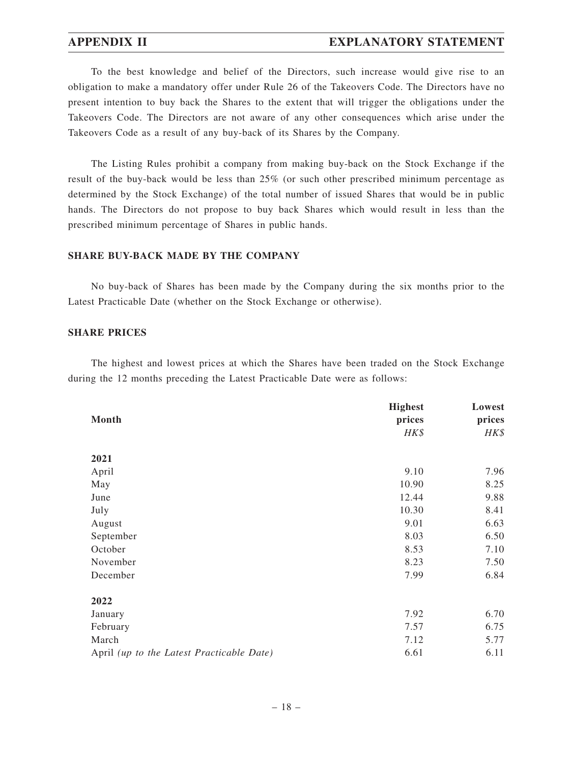To the best knowledge and belief of the Directors, such increase would give rise to an obligation to make a mandatory offer under Rule 26 of the Takeovers Code. The Directors have no present intention to buy back the Shares to the extent that will trigger the obligations under the Takeovers Code. The Directors are not aware of any other consequences which arise under the Takeovers Code as a result of any buy-back of its Shares by the Company.

The Listing Rules prohibit a company from making buy-back on the Stock Exchange if the result of the buy-back would be less than 25% (or such other prescribed minimum percentage as determined by the Stock Exchange) of the total number of issued Shares that would be in public hands. The Directors do not propose to buy back Shares which would result in less than the prescribed minimum percentage of Shares in public hands.

**SHARE BUY-BACK MADE BY THE COMPANY**

No buy-back of Shares has been made by the Company during the six months prior to the Latest Practicable Date (whether on the Stock Exchange or otherwise).

**SHARE PRICES**

The highest and lowest prices at which the Shares have been traded on the Stock Exchange during the 12 months preceding the Latest Practicable Date were as follows:

| Month | Highest prices *HK$* | Lowest prices *HK$* |
|---|---|---|
| **2021** | | |
| April | 9.10 | 7.96 |
| May | 10.90 | 8.25 |
| June | 12.44 | 9.88 |
| July | 10.30 | 8.41 |
| August | 9.01 | 6.63 |
| September | 8.03 | 6.50 |
| October | 8.53 | 7.10 |
| November | 8.23 | 7.50 |
| December | 7.99 | 6.84 |
| **2022** | | |
| January | 7.92 | 6.70 |
| February | 7.57 | 6.75 |
| March | 7.12 | 5.77 |
| April *(up to the Latest Practicable Date)* | 6.61 | 6.11 |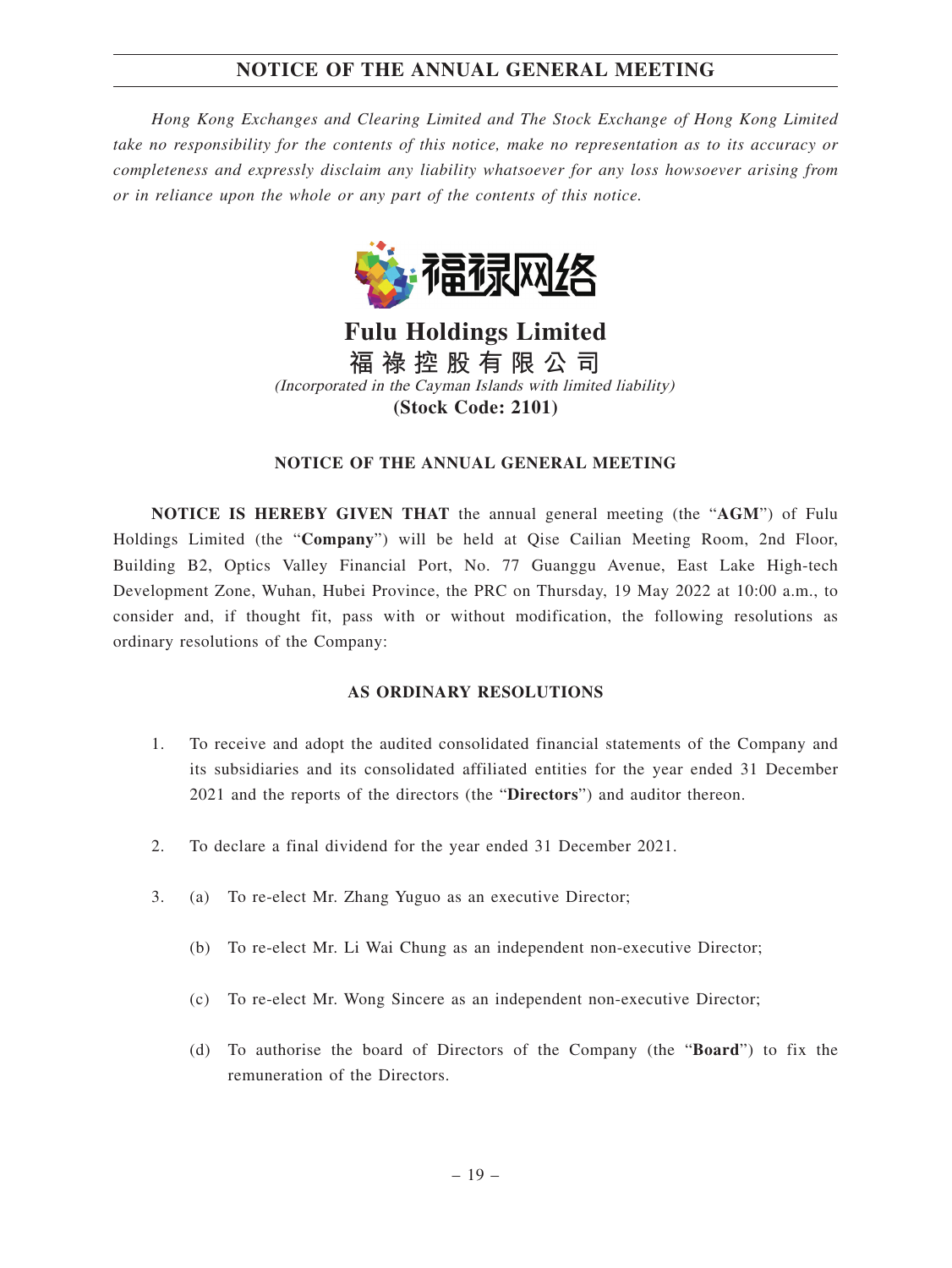*Hong Kong Exchanges and Clearing Limited and The Stock Exchange of Hong Kong Limited take no responsibility for the contents of this notice, make no representation as to its accuracy or completeness and expressly disclaim any liability whatsoever for any loss howsoever arising from or in reliance upon the whole or any part of the contents of this notice.*

福禄网络

# Fulu Holdings Limited

**福祿控股有限公司**

*(Incorporated in the Cayman Islands with limited liability)*

**(Stock Code: 2101)**

## NOTICE OF THE ANNUAL GENERAL MEETING

**NOTICE IS HEREBY GIVEN THAT** the annual general meeting (the "**AGM**") of Fulu Holdings Limited (the "**Company**") will be held at Qise Cailian Meeting Room, 2nd Floor, Building B2, Optics Valley Financial Port, No. 77 Guanggu Avenue, East Lake High-tech Development Zone, Wuhan, Hubei Province, the PRC on Thursday, 19 May 2022 at 10:00 a.m., to consider and, if thought fit, pass with or without modification, the following resolutions as ordinary resolutions of the Company:

### AS ORDINARY RESOLUTIONS

1. To receive and adopt the audited consolidated financial statements of the Company and its subsidiaries and its consolidated affiliated entities for the year ended 31 December 2021 and the reports of the directors (the "**Directors**") and auditor thereon.

2. To declare a final dividend for the year ended 31 December 2021.

3. (a) To re-elect Mr. Zhang Yuguo as an executive Director;

   (b) To re-elect Mr. Li Wai Chung as an independent non-executive Director;

   (c) To re-elect Mr. Wong Sincere as an independent non-executive Director;

   (d) To authorise the board of Directors of the Company (the "**Board**") to fix the remuneration of the Directors.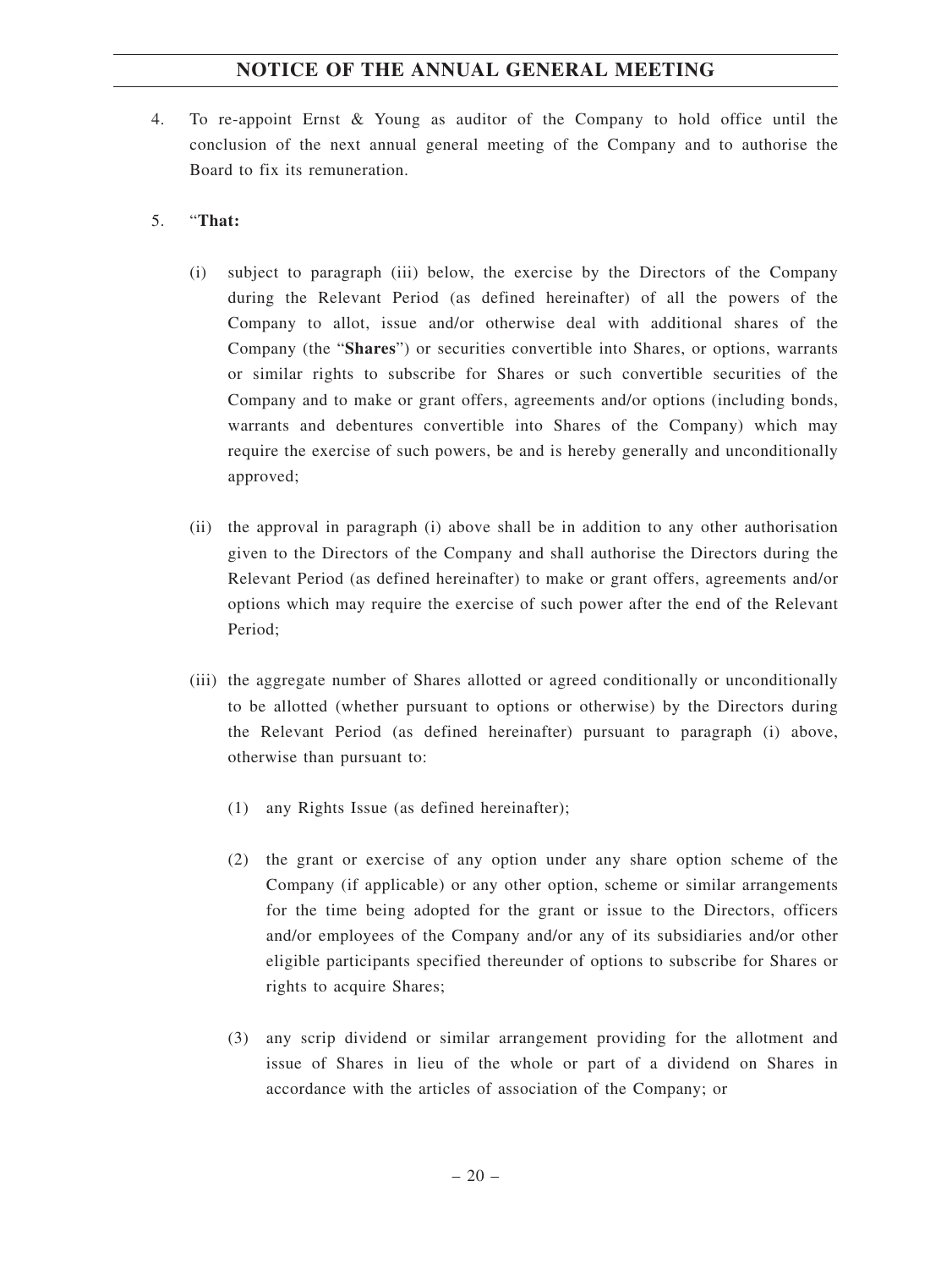4. To re-appoint Ernst & Young as auditor of the Company to hold office until the conclusion of the next annual general meeting of the Company and to authorise the Board to fix its remuneration.

5. "**That:**

   (i) subject to paragraph (iii) below, the exercise by the Directors of the Company during the Relevant Period (as defined hereinafter) of all the powers of the Company to allot, issue and/or otherwise deal with additional shares of the Company (the "**Shares**") or securities convertible into Shares, or options, warrants or similar rights to subscribe for Shares or such convertible securities of the Company and to make or grant offers, agreements and/or options (including bonds, warrants and debentures convertible into Shares of the Company) which may require the exercise of such powers, be and is hereby generally and unconditionally approved;

   (ii) the approval in paragraph (i) above shall be in addition to any other authorisation given to the Directors of the Company and shall authorise the Directors during the Relevant Period (as defined hereinafter) to make or grant offers, agreements and/or options which may require the exercise of such power after the end of the Relevant Period;

   (iii) the aggregate number of Shares allotted or agreed conditionally or unconditionally to be allotted (whether pursuant to options or otherwise) by the Directors during the Relevant Period (as defined hereinafter) pursuant to paragraph (i) above, otherwise than pursuant to:

      (1) any Rights Issue (as defined hereinafter);

      (2) the grant or exercise of any option under any share option scheme of the Company (if applicable) or any other option, scheme or similar arrangements for the time being adopted for the grant or issue to the Directors, officers and/or employees of the Company and/or any of its subsidiaries and/or other eligible participants specified thereunder of options to subscribe for Shares or rights to acquire Shares;

      (3) any scrip dividend or similar arrangement providing for the allotment and issue of Shares in lieu of the whole or part of a dividend on Shares in accordance with the articles of association of the Company; or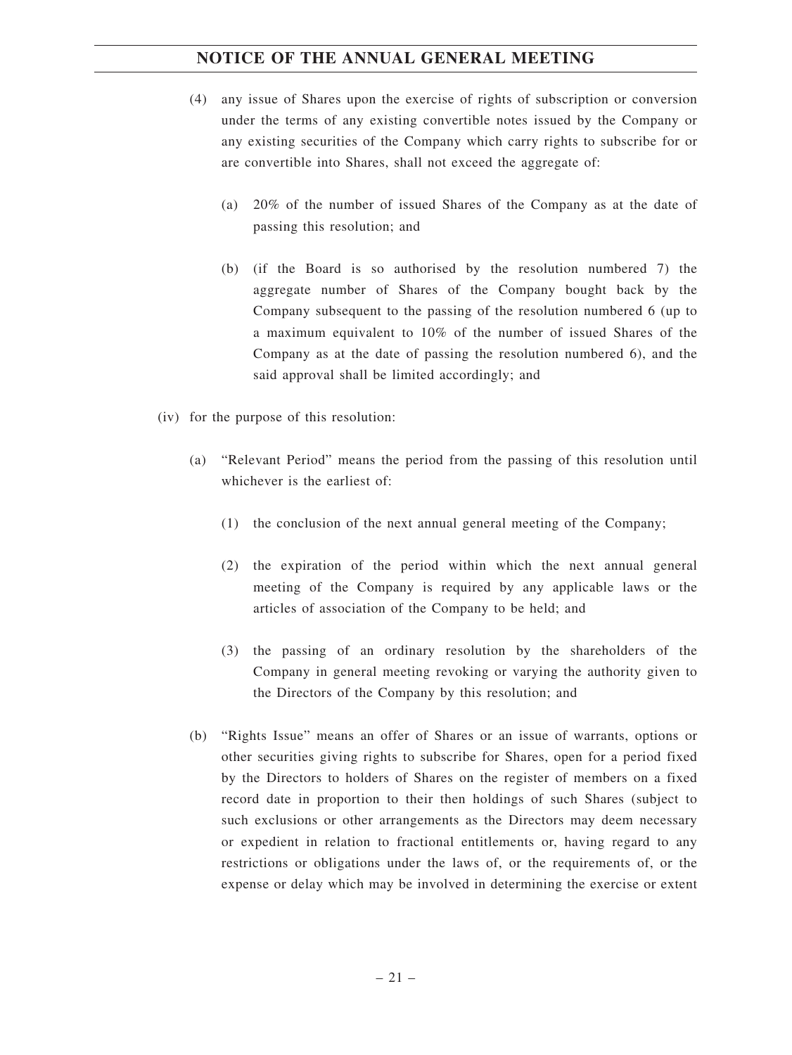(4) any issue of Shares upon the exercise of rights of subscription or conversion under the terms of any existing convertible notes issued by the Company or any existing securities of the Company which carry rights to subscribe for or are convertible into Shares, shall not exceed the aggregate of:

(a) 20% of the number of issued Shares of the Company as at the date of passing this resolution; and

(b) (if the Board is so authorised by the resolution numbered 7) the aggregate number of Shares of the Company bought back by the Company subsequent to the passing of the resolution numbered 6 (up to a maximum equivalent to 10% of the number of issued Shares of the Company as at the date of passing the resolution numbered 6), and the said approval shall be limited accordingly; and

(iv) for the purpose of this resolution:

(a) "Relevant Period" means the period from the passing of this resolution until whichever is the earliest of:

(1) the conclusion of the next annual general meeting of the Company;

(2) the expiration of the period within which the next annual general meeting of the Company is required by any applicable laws or the articles of association of the Company to be held; and

(3) the passing of an ordinary resolution by the shareholders of the Company in general meeting revoking or varying the authority given to the Directors of the Company by this resolution; and

(b) "Rights Issue" means an offer of Shares or an issue of warrants, options or other securities giving rights to subscribe for Shares, open for a period fixed by the Directors to holders of Shares on the register of members on a fixed record date in proportion to their then holdings of such Shares (subject to such exclusions or other arrangements as the Directors may deem necessary or expedient in relation to fractional entitlements or, having regard to any restrictions or obligations under the laws of, or the requirements of, or the expense or delay which may be involved in determining the exercise or extent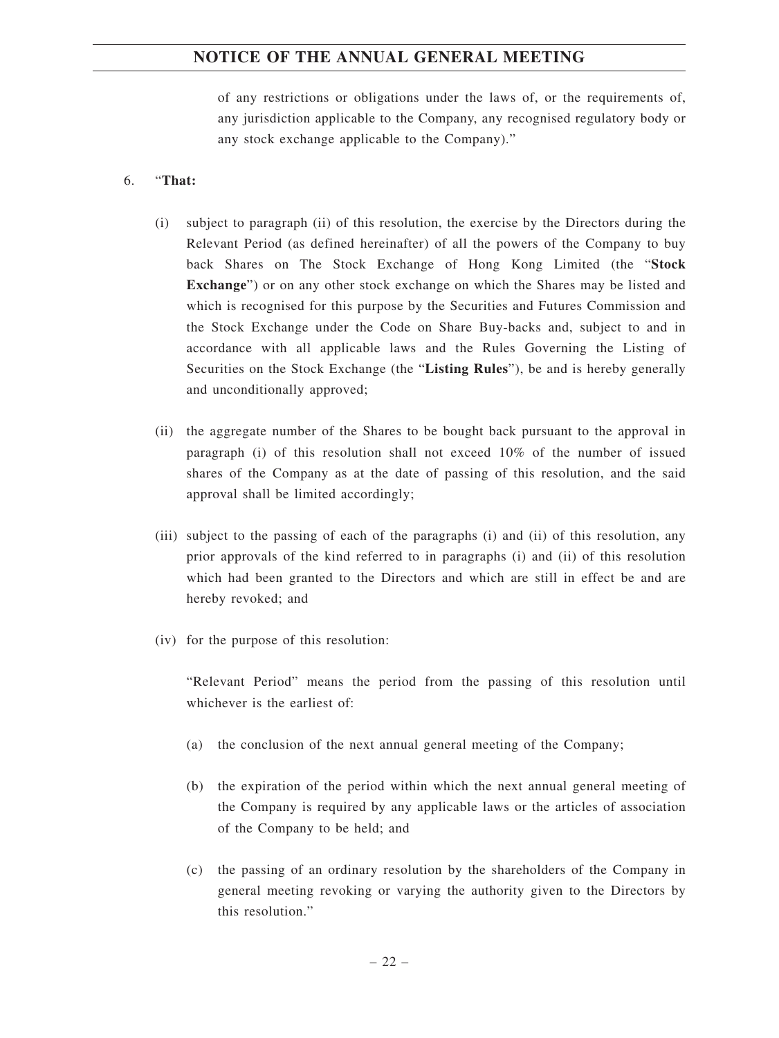of any restrictions or obligations under the laws of, or the requirements of, any jurisdiction applicable to the Company, any recognised regulatory body or any stock exchange applicable to the Company)."

6. "**That:**

   (i) subject to paragraph (ii) of this resolution, the exercise by the Directors during the Relevant Period (as defined hereinafter) of all the powers of the Company to buy back Shares on The Stock Exchange of Hong Kong Limited (the "**Stock Exchange**") or on any other stock exchange on which the Shares may be listed and which is recognised for this purpose by the Securities and Futures Commission and the Stock Exchange under the Code on Share Buy-backs and, subject to and in accordance with all applicable laws and the Rules Governing the Listing of Securities on the Stock Exchange (the "**Listing Rules**"), be and is hereby generally and unconditionally approved;

   (ii) the aggregate number of the Shares to be bought back pursuant to the approval in paragraph (i) of this resolution shall not exceed 10% of the number of issued shares of the Company as at the date of passing of this resolution, and the said approval shall be limited accordingly;

   (iii) subject to the passing of each of the paragraphs (i) and (ii) of this resolution, any prior approvals of the kind referred to in paragraphs (i) and (ii) of this resolution which had been granted to the Directors and which are still in effect be and are hereby revoked; and

   (iv) for the purpose of this resolution:

   "Relevant Period" means the period from the passing of this resolution until whichever is the earliest of:

   (a) the conclusion of the next annual general meeting of the Company;

   (b) the expiration of the period within which the next annual general meeting of the Company is required by any applicable laws or the articles of association of the Company to be held; and

   (c) the passing of an ordinary resolution by the shareholders of the Company in general meeting revoking or varying the authority given to the Directors by this resolution."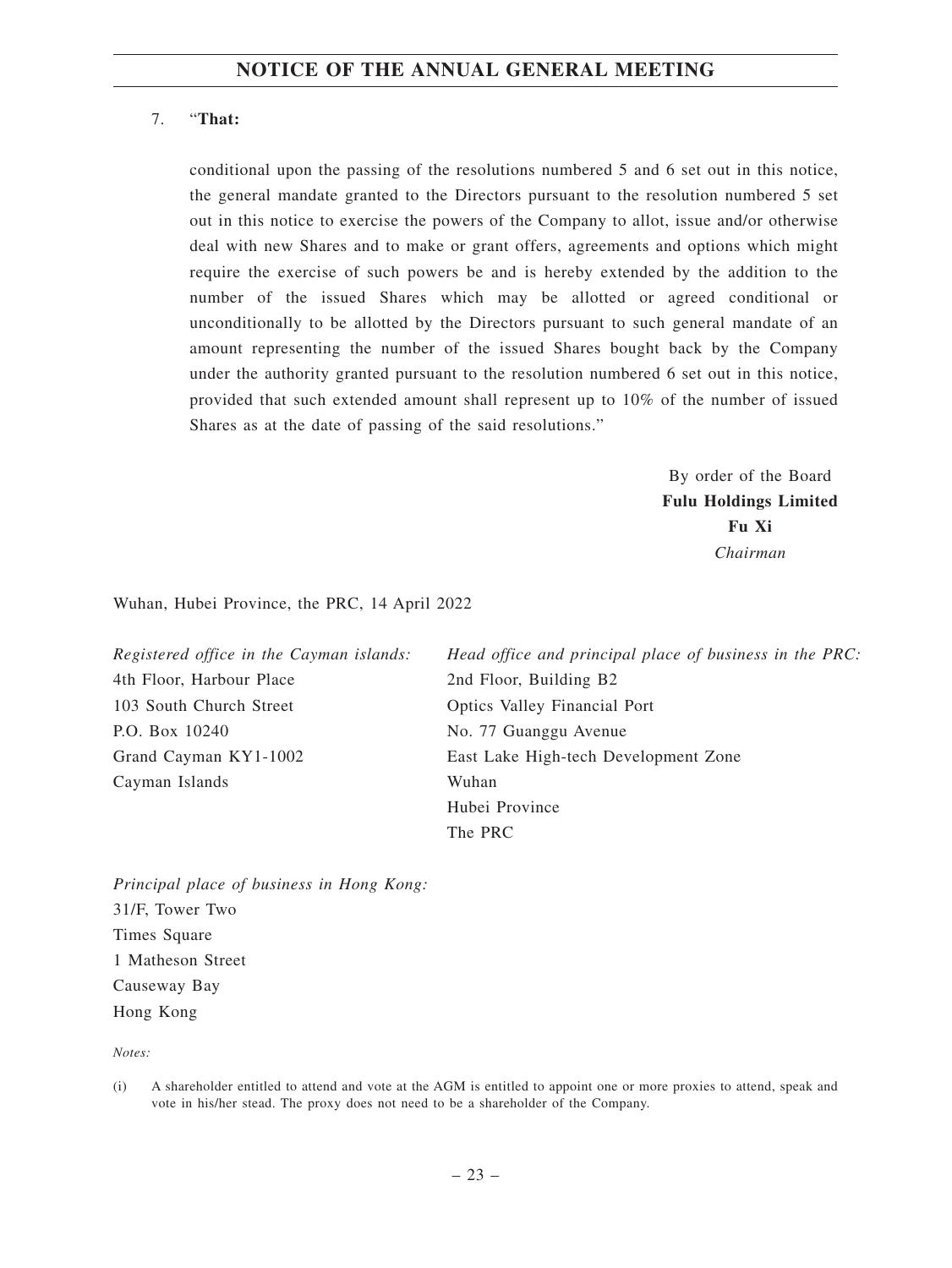7. "**That:**

conditional upon the passing of the resolutions numbered 5 and 6 set out in this notice, the general mandate granted to the Directors pursuant to the resolution numbered 5 set out in this notice to exercise the powers of the Company to allot, issue and/or otherwise deal with new Shares and to make or grant offers, agreements and options which might require the exercise of such powers be and is hereby extended by the addition to the number of the issued Shares which may be allotted or agreed conditional or unconditionally to be allotted by the Directors pursuant to such general mandate of an amount representing the number of the issued Shares bought back by the Company under the authority granted pursuant to the resolution numbered 6 set out in this notice, provided that such extended amount shall represent up to 10% of the number of issued Shares as at the date of passing of the said resolutions."

By order of the Board
**Fulu Holdings Limited**
**Fu Xi**
*Chairman*

Wuhan, Hubei Province, the PRC, 14 April 2022

*Registered office in the Cayman islands:*
4th Floor, Harbour Place
103 South Church Street
P.O. Box 10240
Grand Cayman KY1-1002
Cayman Islands

*Head office and principal place of business in the PRC:*
2nd Floor, Building B2
Optics Valley Financial Port
No. 77 Guanggu Avenue
East Lake High-tech Development Zone
Wuhan
Hubei Province
The PRC

*Principal place of business in Hong Kong:*
31/F, Tower Two
Times Square
1 Matheson Street
Causeway Bay
Hong Kong

*Notes:*

(i) A shareholder entitled to attend and vote at the AGM is entitled to appoint one or more proxies to attend, speak and vote in his/her stead. The proxy does not need to be a shareholder of the Company.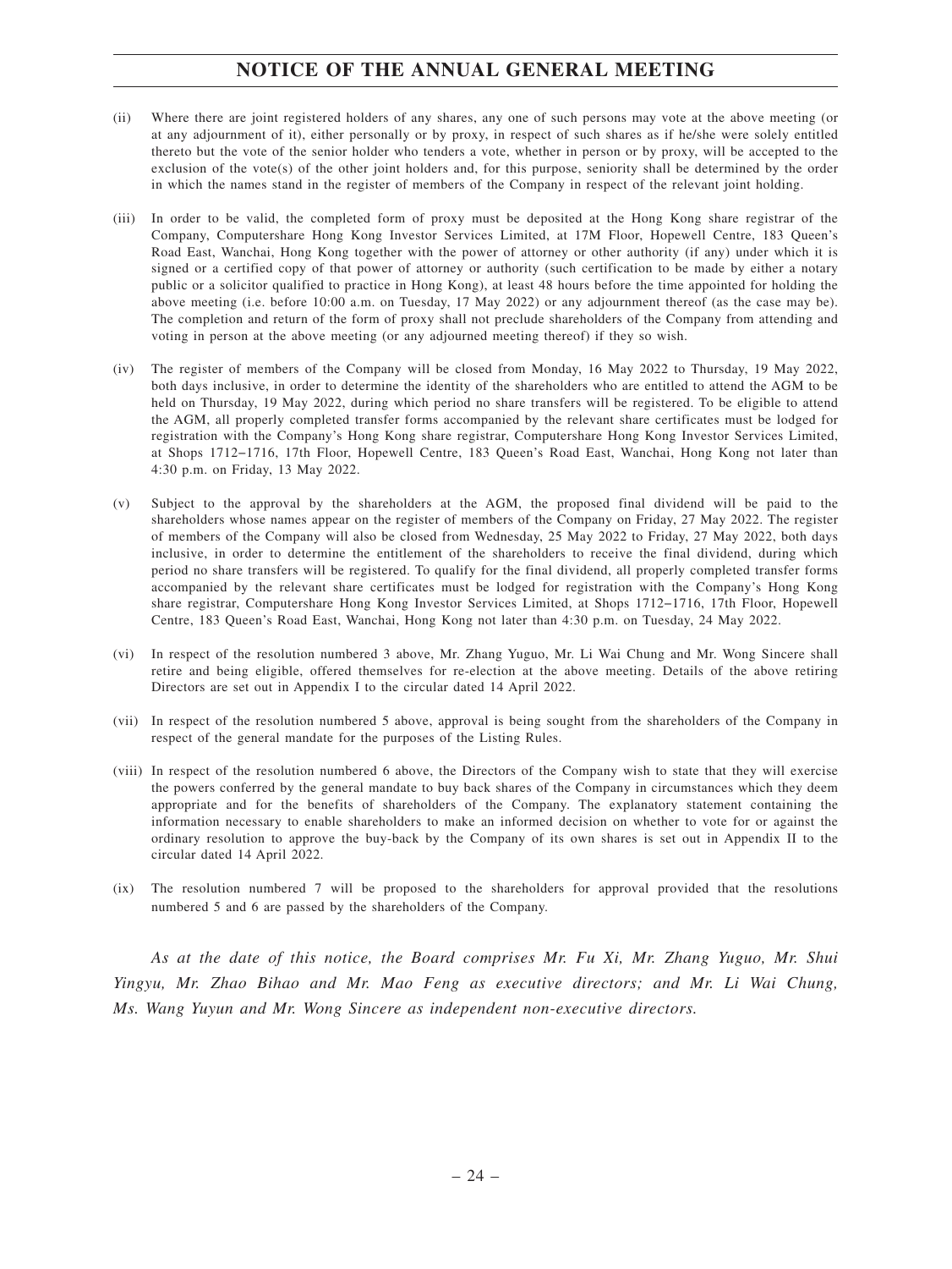(ii) Where there are joint registered holders of any shares, any one of such persons may vote at the above meeting (or at any adjournment of it), either personally or by proxy, in respect of such shares as if he/she were solely entitled thereto but the vote of the senior holder who tenders a vote, whether in person or by proxy, will be accepted to the exclusion of the vote(s) of the other joint holders and, for this purpose, seniority shall be determined by the order in which the names stand in the register of members of the Company in respect of the relevant joint holding.

(iii) In order to be valid, the completed form of proxy must be deposited at the Hong Kong share registrar of the Company, Computershare Hong Kong Investor Services Limited, at 17M Floor, Hopewell Centre, 183 Queen's Road East, Wanchai, Hong Kong together with the power of attorney or other authority (if any) under which it is signed or a certified copy of that power of attorney or authority (such certification to be made by either a notary public or a solicitor qualified to practice in Hong Kong), at least 48 hours before the time appointed for holding the above meeting (i.e. before 10:00 a.m. on Tuesday, 17 May 2022) or any adjournment thereof (as the case may be). The completion and return of the form of proxy shall not preclude shareholders of the Company from attending and voting in person at the above meeting (or any adjourned meeting thereof) if they so wish.

(iv) The register of members of the Company will be closed from Monday, 16 May 2022 to Thursday, 19 May 2022, both days inclusive, in order to determine the identity of the shareholders who are entitled to attend the AGM to be held on Thursday, 19 May 2022, during which period no share transfers will be registered. To be eligible to attend the AGM, all properly completed transfer forms accompanied by the relevant share certificates must be lodged for registration with the Company's Hong Kong share registrar, Computershare Hong Kong Investor Services Limited, at Shops 1712–1716, 17th Floor, Hopewell Centre, 183 Queen's Road East, Wanchai, Hong Kong not later than 4:30 p.m. on Friday, 13 May 2022.

(v) Subject to the approval by the shareholders at the AGM, the proposed final dividend will be paid to the shareholders whose names appear on the register of members of the Company on Friday, 27 May 2022. The register of members of the Company will also be closed from Wednesday, 25 May 2022 to Friday, 27 May 2022, both days inclusive, in order to determine the entitlement of the shareholders to receive the final dividend, during which period no share transfers will be registered. To qualify for the final dividend, all properly completed transfer forms accompanied by the relevant share certificates must be lodged for registration with the Company's Hong Kong share registrar, Computershare Hong Kong Investor Services Limited, at Shops 1712–1716, 17th Floor, Hopewell Centre, 183 Queen's Road East, Wanchai, Hong Kong not later than 4:30 p.m. on Tuesday, 24 May 2022.

(vi) In respect of the resolution numbered 3 above, Mr. Zhang Yuguo, Mr. Li Wai Chung and Mr. Wong Sincere shall retire and being eligible, offered themselves for re-election at the above meeting. Details of the above retiring Directors are set out in Appendix I to the circular dated 14 April 2022.

(vii) In respect of the resolution numbered 5 above, approval is being sought from the shareholders of the Company in respect of the general mandate for the purposes of the Listing Rules.

(viii) In respect of the resolution numbered 6 above, the Directors of the Company wish to state that they will exercise the powers conferred by the general mandate to buy back shares of the Company in circumstances which they deem appropriate and for the benefits of shareholders of the Company. The explanatory statement containing the information necessary to enable shareholders to make an informed decision on whether to vote for or against the ordinary resolution to approve the buy-back by the Company of its own shares is set out in Appendix II to the circular dated 14 April 2022.

(ix) The resolution numbered 7 will be proposed to the shareholders for approval provided that the resolutions numbered 5 and 6 are passed by the shareholders of the Company.

*As at the date of this notice, the Board comprises Mr. Fu Xi, Mr. Zhang Yuguo, Mr. Shui Yingyu, Mr. Zhao Bihao and Mr. Mao Feng as executive directors; and Mr. Li Wai Chung, Ms. Wang Yuyun and Mr. Wong Sincere as independent non-executive directors.*